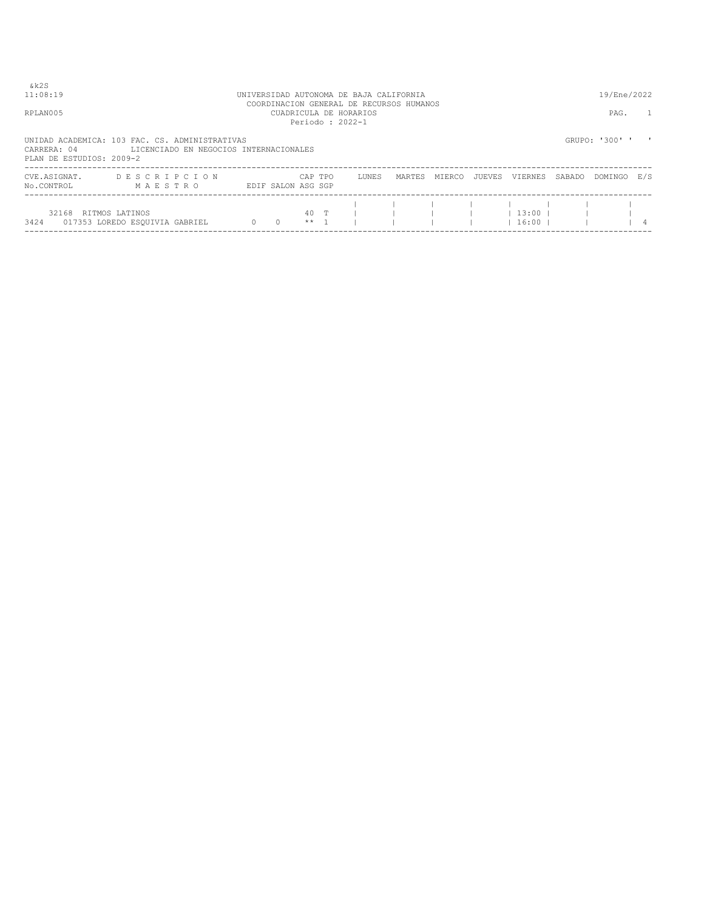&k2S
11:08:19

UNIVERSIDAD AUTONOMA DE BAJA CALIFORNIA
COORDINACION GENERAL DE RECURSOS HUMANOS
CUADRICULA DE HORARIOS
Periodo : 2022-1

19/Ene/2022

RPLAN005

PAG. 1

UNIDAD ACADEMICA: 103 FAC. CS. ADMINISTRATIVAS
CARRERA: 04 LICENCIADO EN NEGOCIOS INTERNACIONALES
PLAN DE ESTUDIOS: 2009-2

GRUPO: '300' ' '

| CVE.ASIGNAT. / No.CONTROL | DESCRIPCION / MAESTRO | EDIF | SALON | CAP / ASG | TPO / SGP | LUNES | MARTES | MIERCO | JUEVES | VIERNES | SABADO | DOMINGO | E/S |
|---|---|---|---|---|---|---|---|---|---|---|---|---|---|
| 32168 | RITMOS LATINOS | | | 40 | T | | | | | 13:00 | | | |
| 3424 | 017353 LOREDO ESQUIVIA GABRIEL | 0 | 0 | ** | 1 | | | | | 16:00 | | | 4 |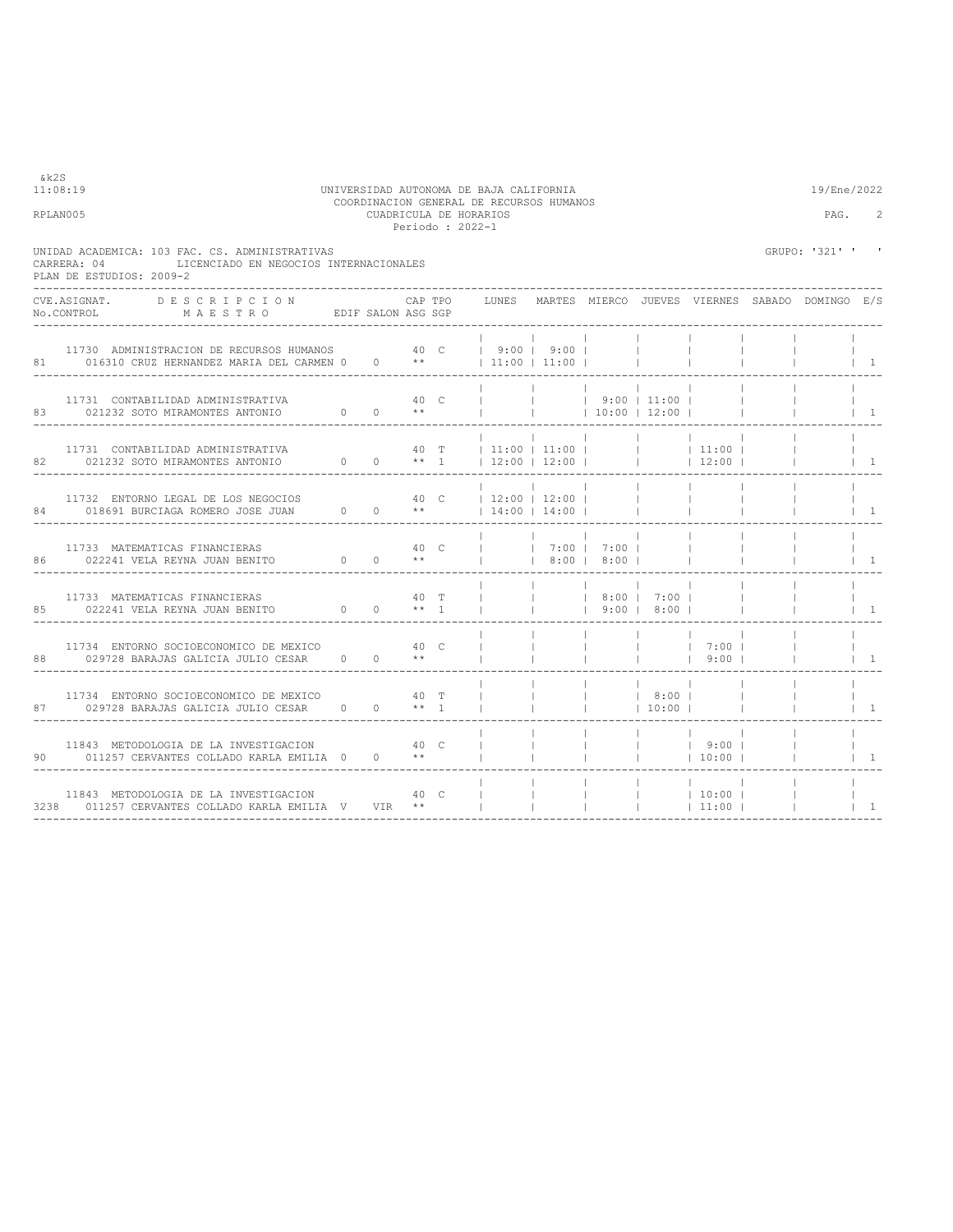UNIVERSIDAD AUTONOMA DE BAJA CALIFORNIA
COORDINACION GENERAL DE RECURSOS HUMANOS
CUADRICULA DE HORARIOS
Periodo : 2022-1

UNIDAD ACADEMICA: 103 FAC. CS. ADMINISTRATIVAS
CARRERA: 04 LICENCIADO EN NEGOCIOS INTERNACIONALES
PLAN DE ESTUDIOS: 2009-2

GRUPO: '321' ' '

| No.CONTROL | CVE.ASIGNAT. | DESCRIPCION / MAESTRO | EDIF | SALON | CAP | TPO | ASG SGP | LUNES | MARTES | MIERCO | JUEVES | VIERNES | SABADO | DOMINGO | E/S |
|---|---|---|---|---|---|---|---|---|---|---|---|---|---|---|---|
| 81 | 11730 | ADMINISTRACION DE RECURSOS HUMANOS / 016310 CRUZ HERNANDEZ MARIA DEL CARMEN | 0 | 0 | 40 | C | ** | 9:00 - 11:00 | 9:00 - 11:00 | | | | | | 1 |
| 83 | 11731 | CONTABILIDAD ADMINISTRATIVA / 021232 SOTO MIRAMONTES ANTONIO | 0 | 0 | 40 | C | ** | | | 9:00 - 10:00 | 11:00 - 12:00 | | | | 1 |
| 82 | 11731 | CONTABILIDAD ADMINISTRATIVA / 021232 SOTO MIRAMONTES ANTONIO | 0 | 0 | 40 | T | ** 1 | 11:00 - 12:00 | 11:00 - 12:00 | | | 11:00 - 12:00 | | | 1 |
| 84 | 11732 | ENTORNO LEGAL DE LOS NEGOCIOS / 018691 BURCIAGA ROMERO JOSE JUAN | 0 | 0 | 40 | C | ** | 12:00 - 14:00 | 12:00 - 14:00 | | | | | | 1 |
| 86 | 11733 | MATEMATICAS FINANCIERAS / 022241 VELA REYNA JUAN BENITO | 0 | 0 | 40 | C | ** | | 7:00 - 8:00 | 7:00 - 8:00 | | | | | 1 |
| 85 | 11733 | MATEMATICAS FINANCIERAS / 022241 VELA REYNA JUAN BENITO | 0 | 0 | 40 | T | ** 1 | | | 8:00 - 9:00 | 7:00 - 8:00 | | | | 1 |
| 88 | 11734 | ENTORNO SOCIOECONOMICO DE MEXICO / 029728 BARAJAS GALICIA JULIO CESAR | 0 | 0 | 40 | C | ** | | | | | 7:00 - 9:00 | | | 1 |
| 87 | 11734 | ENTORNO SOCIOECONOMICO DE MEXICO / 029728 BARAJAS GALICIA JULIO CESAR | 0 | 0 | 40 | T | ** 1 | | | | 8:00 - 10:00 | | | | 1 |
| 90 | 11843 | METODOLOGIA DE LA INVESTIGACION / 011257 CERVANTES COLLADO KARLA EMILIA | 0 | 0 | 40 | C | ** | | | | | 9:00 - 10:00 | | | 1 |
| 3238 | 11843 | METODOLOGIA DE LA INVESTIGACION / 011257 CERVANTES COLLADO KARLA EMILIA | V | VIR | 40 | C | ** | | | | | 10:00 - 11:00 | | | 1 |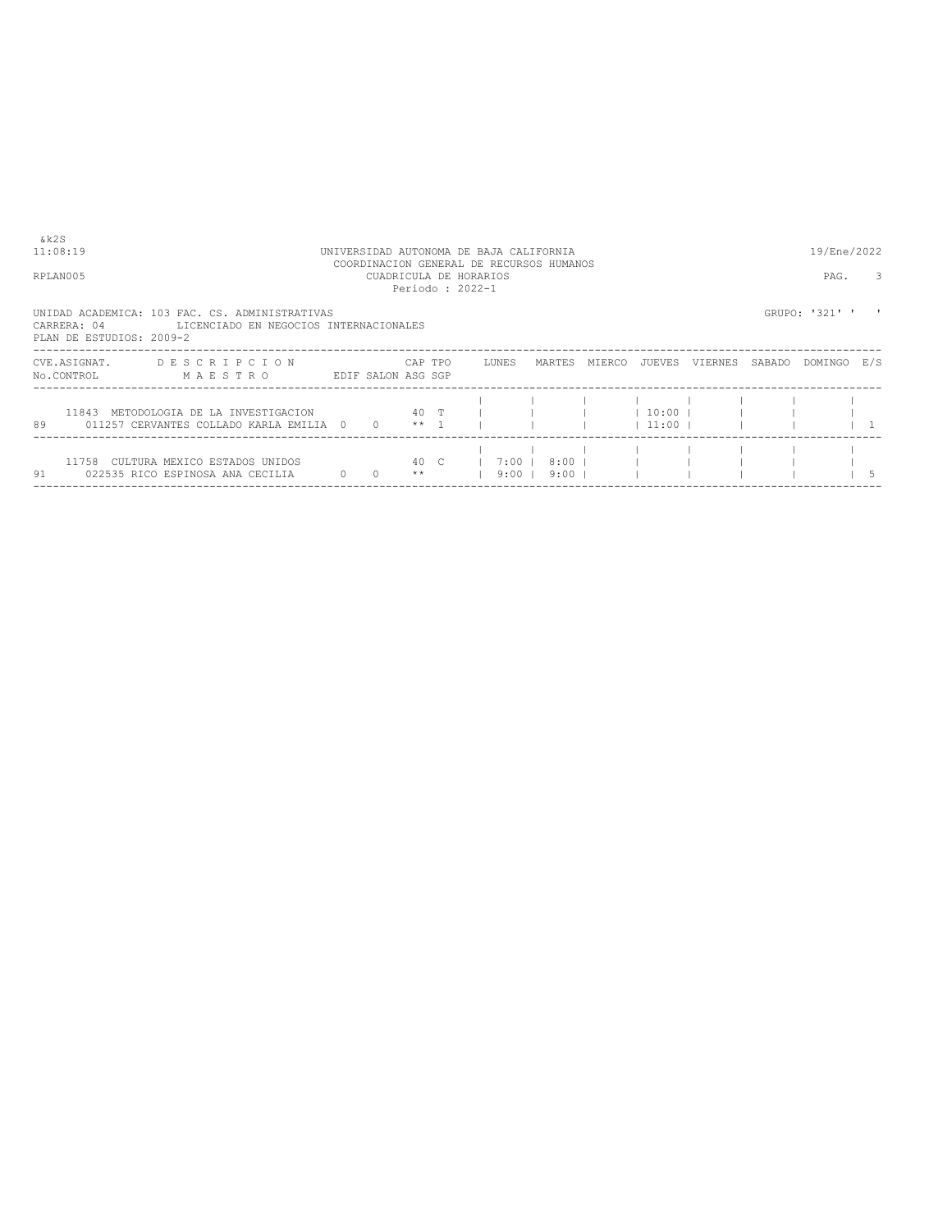&k2S

UNIVERSIDAD AUTONOMA DE BAJA CALIFORNIA
COORDINACION GENERAL DE RECURSOS HUMANOS
CUADRICULA DE HORARIOS
Periodo : 2022-1

11:08:19 — 19/Ene/2022

RPLAN005 — PAG. 3

UNIDAD ACADEMICA: 103 FAC. CS. ADMINISTRATIVAS
CARRERA: 04 LICENCIADO EN NEGOCIOS INTERNACIONALES
PLAN DE ESTUDIOS: 2009-2

GRUPO: '321' ' '

| CVE.ASIGNAT. / No.CONTROL | DESCRIPCION / MAESTRO | EDIF | SALON | CAP / ASG | TPO / SGP | LUNES | MARTES | MIERCO | JUEVES | VIERNES | SABADO | DOMINGO | E/S |
|---|---|---|---|---|---|---|---|---|---|---|---|---|---|
| 11843 | METODOLOGIA DE LA INVESTIGACION | | | 40 | T | | | | 10:00 | | | | |
| 89 | 011257 CERVANTES COLLADO KARLA EMILIA | 0 | 0 | ** | 1 | | | | 11:00 | | | | 1 |
| 11758 | CULTURA MEXICO ESTADOS UNIDOS | | | 40 | C | 7:00 | 8:00 | | | | | | |
| 91 | 022535 RICO ESPINOSA ANA CECILIA | 0 | 0 | ** | | 9:00 | 9:00 | | | | | | 5 |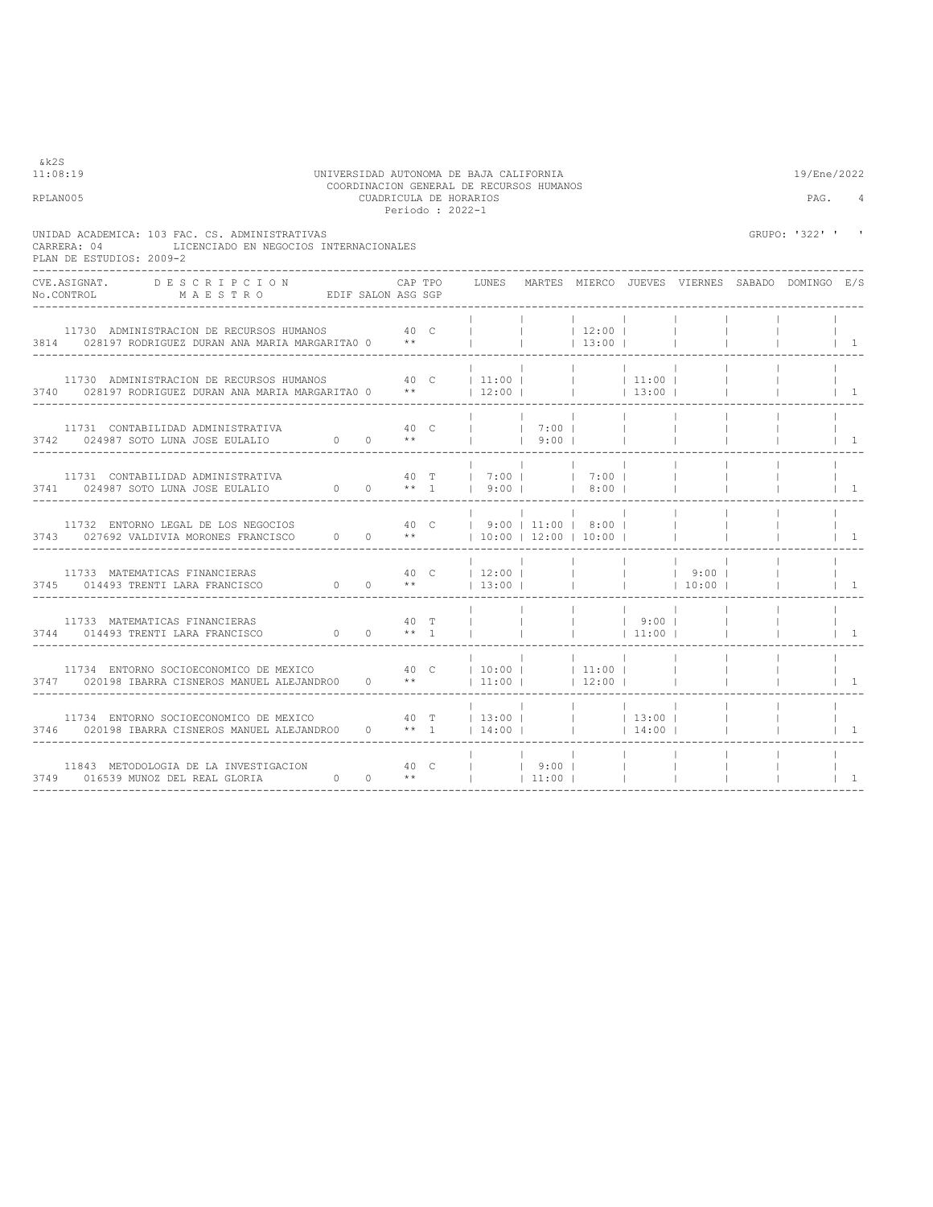UNIVERSIDAD AUTONOMA DE BAJA CALIFORNIA
COORDINACION GENERAL DE RECURSOS HUMANOS
CUADRICULA DE HORARIOS
Periodo : 2022-1

&k2S
11:08:19 — 19/Ene/2022
RPLAN005

UNIDAD ACADEMICA: 103 FAC. CS. ADMINISTRATIVAS
CARRERA: 04 LICENCIADO EN NEGOCIOS INTERNACIONALES
PLAN DE ESTUDIOS: 2009-2
GRUPO: '322' ' '

| CVE.ASIGNAT. / No.CONTROL | DESCRIPCION / MAESTRO | EDIF | SALON | CAP / ASG | TPO / SGP | LUNES | MARTES | MIERCO | JUEVES | VIERNES | SABADO | DOMINGO | E/S |
|---|---|---|---|---|---|---|---|---|---|---|---|---|---|
| 11730 / 3814 | ADMINISTRACION DE RECURSOS HUMANOS / 028197 RODRIGUEZ DURAN ANA MARIA MARGARITA | 0 | | 40 ** | C | | | 12:00 13:00 | | | | | 1 |
| 11730 / 3740 | ADMINISTRACION DE RECURSOS HUMANOS / 028197 RODRIGUEZ DURAN ANA MARIA MARGARITA | 0 | | 40 ** | C | 11:00 12:00 | | | 11:00 13:00 | | | | 1 |
| 11731 / 3742 | CONTABILIDAD ADMINISTRATIVA / 024987 SOTO LUNA JOSE EULALIO | 0 | 0 | 40 ** | C | | 7:00 9:00 | | | | | | 1 |
| 11731 / 3741 | CONTABILIDAD ADMINISTRATIVA / 024987 SOTO LUNA JOSE EULALIO | 0 | 0 | 40 ** | T 1 | 7:00 9:00 | | 7:00 8:00 | | | | | 1 |
| 11732 / 3743 | ENTORNO LEGAL DE LOS NEGOCIOS / 027692 VALDIVIA MORONES FRANCISCO | 0 | 0 | 40 ** | C | 9:00 10:00 | 11:00 12:00 | 8:00 10:00 | | | | | 1 |
| 11733 / 3745 | MATEMATICAS FINANCIERAS / 014493 TRENTI LARA FRANCISCO | 0 | 0 | 40 ** | C | 12:00 13:00 | | | | 9:00 10:00 | | | 1 |
| 11733 / 3744 | MATEMATICAS FINANCIERAS / 014493 TRENTI LARA FRANCISCO | 0 | 0 | 40 ** | T 1 | | | | 9:00 11:00 | | | | 1 |
| 11734 / 3747 | ENTORNO SOCIOECONOMICO DE MEXICO / 020198 IBARRA CISNEROS MANUEL ALEJANDRO | 0 | 0 | 40 ** | C | 10:00 11:00 | | 11:00 12:00 | | | | | 1 |
| 11734 / 3746 | ENTORNO SOCIOECONOMICO DE MEXICO / 020198 IBARRA CISNEROS MANUEL ALEJANDRO | 0 | 0 | 40 ** | T 1 | 13:00 14:00 | | | 13:00 14:00 | | | | 1 |
| 11843 / 3749 | METODOLOGIA DE LA INVESTIGACION / 016539 MUNOZ DEL REAL GLORIA | 0 | 0 | 40 ** | C | | 9:00 11:00 | | | | | | 1 |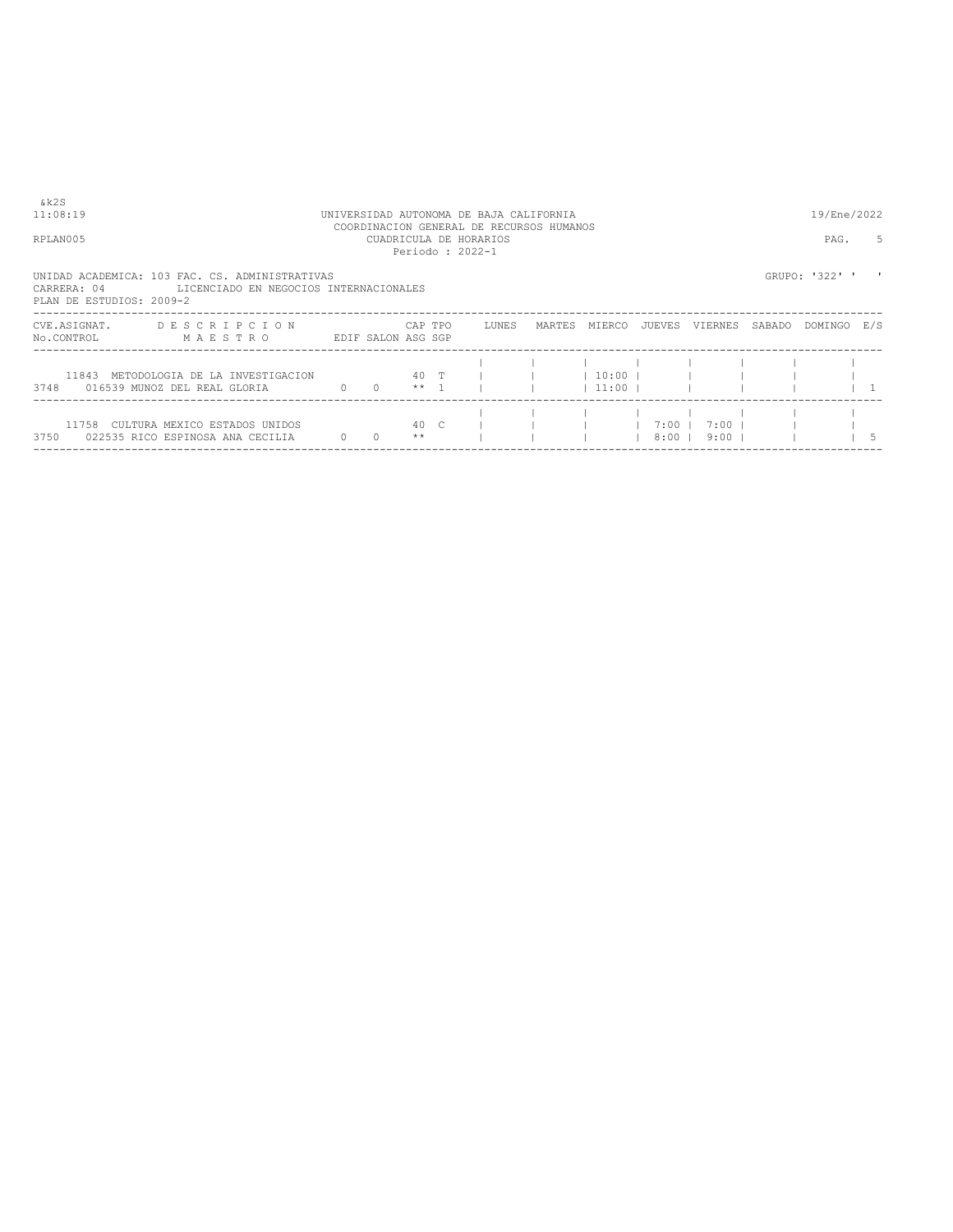&k2S
11:08:19 UNIVERSIDAD AUTONOMA DE BAJA CALIFORNIA 19/Ene/2022
COORDINACION GENERAL DE RECURSOS HUMANOS
RPLAN005 CUADRICULA DE HORARIOS PAG. 5
Periodo : 2022-1

UNIDAD ACADEMICA: 103 FAC. CS. ADMINISTRATIVAS GRUPO: '322' ' '
CARRERA: 04 LICENCIADO EN NEGOCIOS INTERNACIONALES
PLAN DE ESTUDIOS: 2009-2

| CVE.ASIGNAT. No.CONTROL | D E S C R I P C I O N / M A E S T R O | EDIF | SALON | CAP ASG | TPO SGP | LUNES | MARTES | MIERCO | JUEVES | VIERNES | SABADO | DOMINGO | E/S |
|---|---|---|---|---|---|---|---|---|---|---|---|---|---|
| 11843 | METODOLOGIA DE LA INVESTIGACION | | | 40 | T | | | 10:00 | | | | | |
| 3748 | 016539 MUNOZ DEL REAL GLORIA | 0 | 0 | ** | 1 | | | 11:00 | | | | | 1 |
| 11758 | CULTURA MEXICO ESTADOS UNIDOS | | | 40 | C | | | | 7:00 | 7:00 | | | |
| 3750 | 022535 RICO ESPINOSA ANA CECILIA | 0 | 0 | ** | | | | | 8:00 | 9:00 | | | 5 |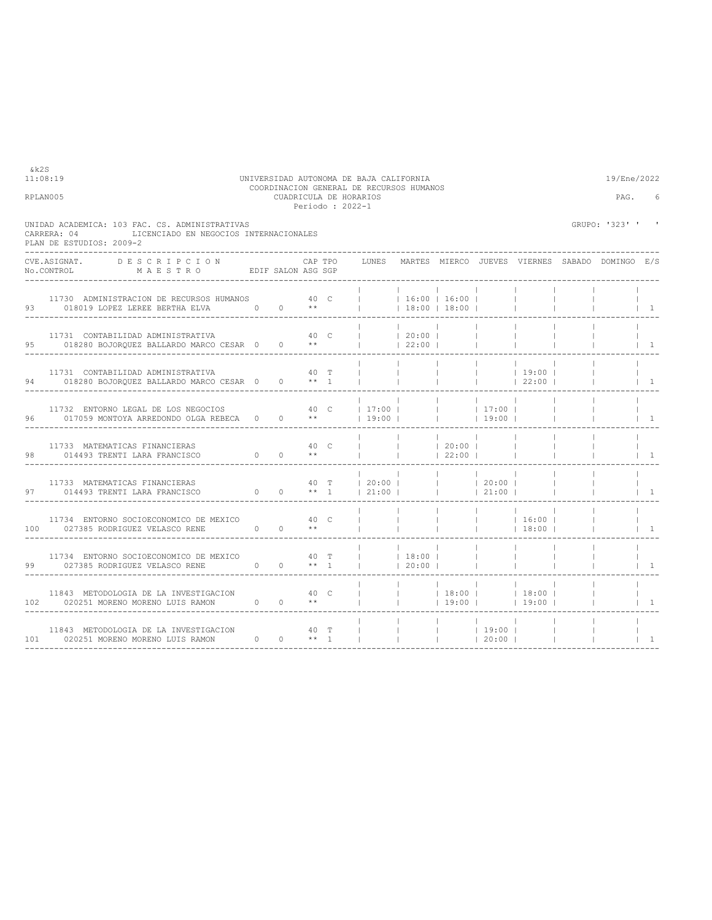UNIVERSIDAD AUTONOMA DE BAJA CALIFORNIA
COORDINACION GENERAL DE RECURSOS HUMANOS
CUADRICULA DE HORARIOS
Periodo : 2022-1

&k2S
11:08:19 — 19/Ene/2022
RPLAN005

UNIDAD ACADEMICA: 103 FAC. CS. ADMINISTRATIVAS
CARRERA: 04 LICENCIADO EN NEGOCIOS INTERNACIONALES
PLAN DE ESTUDIOS: 2009-2

GRUPO: '323' ' '

| No.CONTROL | CVE.ASIGNAT. / MAESTRO | DESCRIPCION | EDIF | SALON | CAP | TPO | ASG | SGP | LUNES | MARTES | MIERCO | JUEVES | VIERNES | SABADO | DOMINGO | E/S |
|---|---|---|---|---|---|---|---|---|---|---|---|---|---|---|---|---|
| 93 | 11730 / 018019 LOPEZ LEREE BERTHA ELVA | ADMINISTRACION DE RECURSOS HUMANOS | 0 | 0 | 40 | C | ** | | | 16:00 18:00 | 16:00 18:00 | | | | | 1 |
| 95 | 11731 / 018280 BOJORQUEZ BALLARDO MARCO CESAR | CONTABILIDAD ADMINISTRATIVA | 0 | 0 | 40 | C | ** | | | 20:00 22:00 | | | | | | 1 |
| 94 | 11731 / 018280 BOJORQUEZ BALLARDO MARCO CESAR | CONTABILIDAD ADMINISTRATIVA | 0 | 0 | 40 | T | ** | 1 | | | | | 19:00 22:00 | | | 1 |
| 96 | 11732 / 017059 MONTOYA ARREDONDO OLGA REBECA | ENTORNO LEGAL DE LOS NEGOCIOS | 0 | 0 | 40 | C | ** | | 17:00 19:00 | | | 17:00 19:00 | | | | 1 |
| 98 | 11733 / 014493 TRENTI LARA FRANCISCO | MATEMATICAS FINANCIERAS | 0 | 0 | 40 | C | ** | | | | 20:00 22:00 | | | | | 1 |
| 97 | 11733 / 014493 TRENTI LARA FRANCISCO | MATEMATICAS FINANCIERAS | 0 | 0 | 40 | T | ** | 1 | 20:00 21:00 | | | 20:00 21:00 | | | | 1 |
| 100 | 11734 / 027385 RODRIGUEZ VELASCO RENE | ENTORNO SOCIOECONOMICO DE MEXICO | 0 | 0 | 40 | C | ** | | | | | | 16:00 18:00 | | | 1 |
| 99 | 11734 / 027385 RODRIGUEZ VELASCO RENE | ENTORNO SOCIOECONOMICO DE MEXICO | 0 | 0 | 40 | T | ** | 1 | | 18:00 20:00 | | | | | | 1 |
| 102 | 11843 / 020251 MORENO MORENO LUIS RAMON | METODOLOGIA DE LA INVESTIGACION | 0 | 0 | 40 | C | ** | | | | 18:00 19:00 | | 18:00 19:00 | | | 1 |
| 101 | 11843 / 020251 MORENO MORENO LUIS RAMON | METODOLOGIA DE LA INVESTIGACION | 0 | 0 | 40 | T | ** | 1 | | | | 19:00 20:00 | | | | 1 |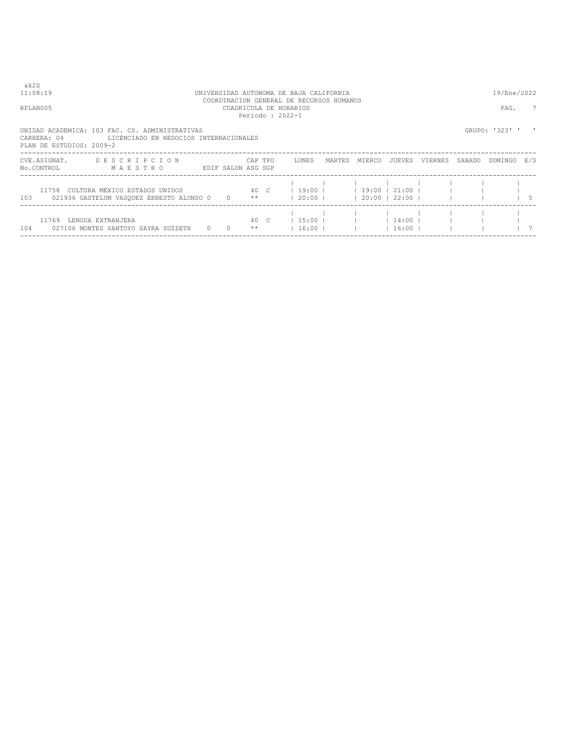&k2S

11:08:19 UNIVERSIDAD AUTONOMA DE BAJA CALIFORNIA 19/Ene/2022

COORDINACION GENERAL DE RECURSOS HUMANOS

RPLAN005 CUADRICULA DE HORARIOS PAG. 7

Periodo : 2022-1

UNIDAD ACADEMICA: 103 FAC. CS. ADMINISTRATIVAS GRUPO: '323' ' '

CARRERA: 04 LICENCIADO EN NEGOCIOS INTERNACIONALES

PLAN DE ESTUDIOS: 2009-2

| CVE.ASIGNAT. No.CONTROL | DESCRIPCION MAESTRO | EDIF | SALON | CAP ASG | TPO SGP | LUNES | MARTES | MIERCO | JUEVES | VIERNES | SABADO | DOMINGO | E/S |
|---|---|---|---|---|---|---|---|---|---|---|---|---|---|
| 11758 | CULTURA MEXICO ESTADOS UNIDOS | | | 40 | C | 19:00 | | 19:00 | 21:00 | | | | |
| 103 | 021936 GASTELUM VASQUEZ ERNESTO ALONSO | 0 | 0 | ** | | 20:00 | | 20:00 | 22:00 | | | | 5 |
| 11769 | LENGUA EXTRANJERA | | | 40 | C | 15:00 | | | 14:00 | | | | |
| 104 | 027106 MONTES SANTOYO SAYRA SUZZETH | 0 | 0 | ** | | 16:00 | | | 16:00 | | | | 7 |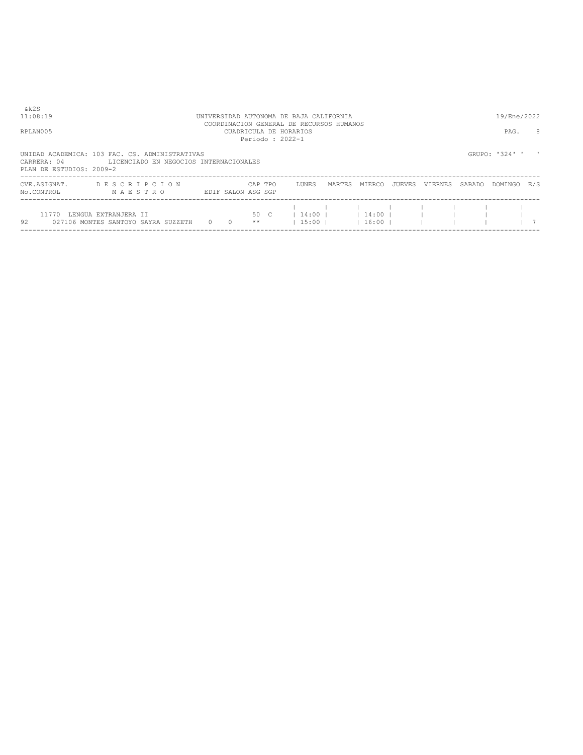&k2S
11:08:19 UNIVERSIDAD AUTONOMA DE BAJA CALIFORNIA 19/Ene/2022
COORDINACION GENERAL DE RECURSOS HUMANOS
RPLAN005 CUADRICULA DE HORARIOS PAG. 8
Periodo : 2022-1

UNIDAD ACADEMICA: 103 FAC. CS. ADMINISTRATIVAS GRUPO: '324' ' '
CARRERA: 04 LICENCIADO EN NEGOCIOS INTERNACIONALES
PLAN DE ESTUDIOS: 2009-2

| CVE.ASIGNAT. No.CONTROL | D E S C R I P C I O N M A E S T R O | EDIF | SALON | CAP ASG | TPO SGP | LUNES | MARTES | MIERCO | JUEVES | VIERNES | SABADO | DOMINGO | E/S |
|---|---|---|---|---|---|---|---|---|---|---|---|---|---|
| 11770 | LENGUA EXTRANJERA II | | | 50 | C | 14:00 | | 14:00 | | | | | |
| 92 | 027106 MONTES SANTOYO SAYRA SUZZETH | 0 | 0 | ** | | 15:00 | | 16:00 | | | | | 7 |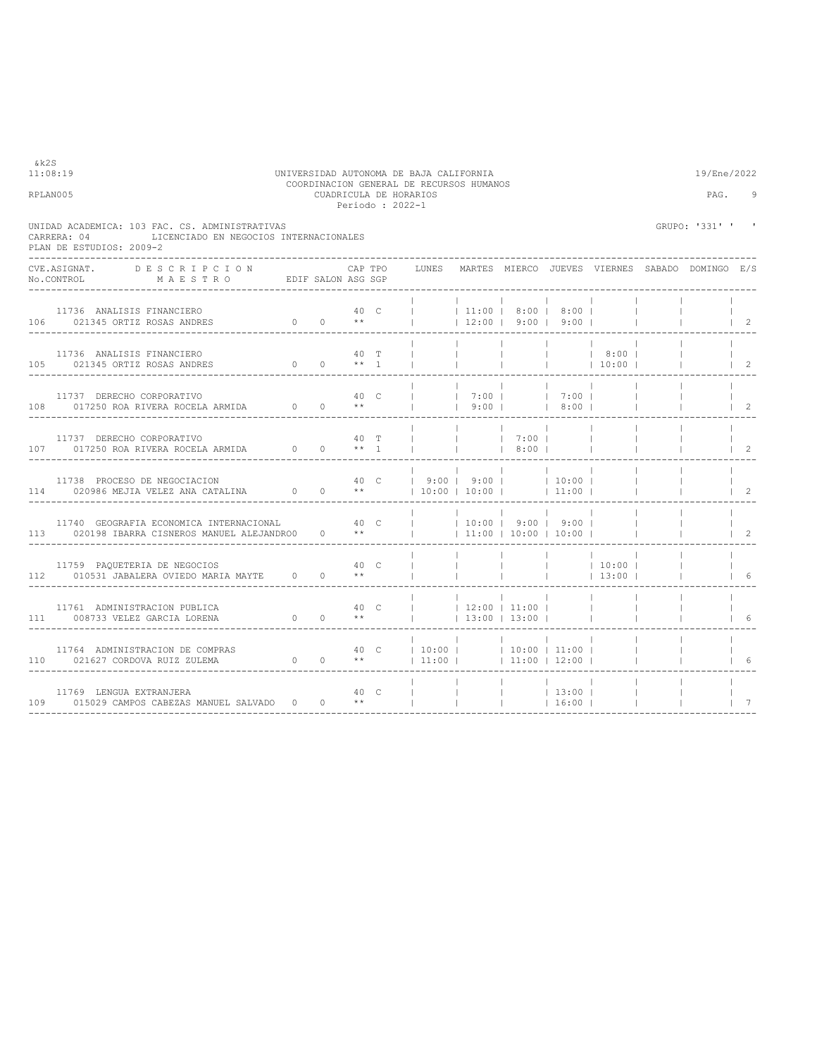UNIVERSIDAD AUTONOMA DE BAJA CALIFORNIA
COORDINACION GENERAL DE RECURSOS HUMANOS
CUADRICULA DE HORARIOS
Periodo : 2022-1

UNIDAD ACADEMICA: 103 FAC. CS. ADMINISTRATIVAS
CARRERA: 04 LICENCIADO EN NEGOCIOS INTERNACIONALES
PLAN DE ESTUDIOS: 2009-2

GRUPO: '331' ' '

| No.CONTROL | CVE.ASIGNAT. / MAESTRO | DESCRIPCION | EDIF | SALON | CAP ASG | TPO SGP | LUNES | MARTES | MIERCO | JUEVES | VIERNES | SABADO | DOMINGO | E/S |
|---|---|---|---|---|---|---|---|---|---|---|---|---|---|---|
| 106 | 11736 / 021345 | ANALISIS FINANCIERO / ORTIZ ROSAS ANDRES | 0 | 0 | 40 ** | C | | 11:00 12:00 | 8:00 9:00 | 8:00 9:00 | | | | 2 |
| 105 | 11736 / 021345 | ANALISIS FINANCIERO / ORTIZ ROSAS ANDRES | 0 | 0 | 40 ** | T 1 | | | | | 8:00 10:00 | | | 2 |
| 108 | 11737 / 017250 | DERECHO CORPORATIVO / ROA RIVERA ROCELA ARMIDA | 0 | 0 | 40 ** | C | | 7:00 9:00 | | 7:00 8:00 | | | | 2 |
| 107 | 11737 / 017250 | DERECHO CORPORATIVO / ROA RIVERA ROCELA ARMIDA | 0 | 0 | 40 ** | T 1 | | | 7:00 8:00 | | | | | 2 |
| 114 | 11738 / 020986 | PROCESO DE NEGOCIACION / MEJIA VELEZ ANA CATALINA | 0 | 0 | 40 ** | C | 9:00 10:00 | 9:00 10:00 | | 10:00 11:00 | | | | 2 |
| 113 | 11740 / 020198 | GEOGRAFIA ECONOMICA INTERNACIONAL / IBARRA CISNEROS MANUEL ALEJANDRO | 0 | 0 | 40 ** | C | | 10:00 11:00 | 9:00 10:00 | 9:00 10:00 | | | | 2 |
| 112 | 11759 / 010531 | PAQUETERIA DE NEGOCIOS / JABALERA OVIEDO MARIA MAYTE | 0 | 0 | 40 ** | C | | | | | 10:00 13:00 | | | 6 |
| 111 | 11761 / 008733 | ADMINISTRACION PUBLICA / VELEZ GARCIA LORENA | 0 | 0 | 40 ** | C | | 12:00 13:00 | 11:00 13:00 | | | | | 6 |
| 110 | 11764 / 021627 | ADMINISTRACION DE COMPRAS / CORDOVA RUIZ ZULEMA | 0 | 0 | 40 ** | C | 10:00 11:00 | | 10:00 11:00 | 11:00 12:00 | | | | 6 |
| 109 | 11769 / 015029 | LENGUA EXTRANJERA / CAMPOS CABEZAS MANUEL SALVADO | 0 | 0 | 40 ** | C | | | | 13:00 16:00 | | | | 7 |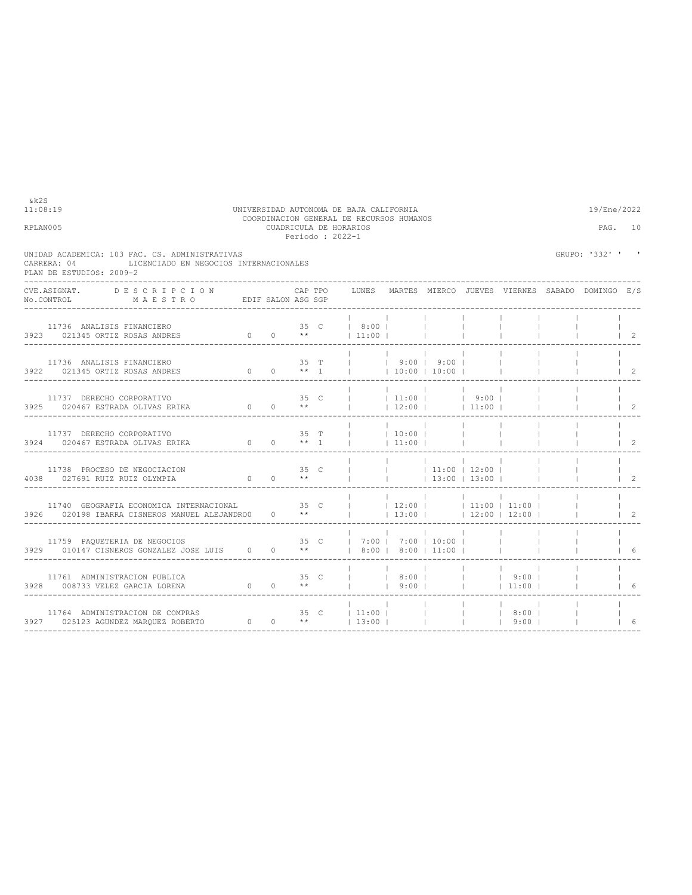&k2S
11:08:19

UNIVERSIDAD AUTONOMA DE BAJA CALIFORNIA
COORDINACION GENERAL DE RECURSOS HUMANOS
CUADRICULA DE HORARIOS
Periodo : 2022-1

19/Ene/2022

RPLAN005

UNIDAD ACADEMICA: 103 FAC. CS. ADMINISTRATIVAS
CARRERA: 04 LICENCIADO EN NEGOCIOS INTERNACIONALES
PLAN DE ESTUDIOS: 2009-2

GRUPO: '332' ' '

| CVE.ASIGNAT. / No.CONTROL | DESCRIPCION / MAESTRO | EDIF | SALON | CAP ASG | TPO SGP | LUNES | MARTES | MIERCO | JUEVES | VIERNES | SABADO | DOMINGO | E/S |
|---|---|---|---|---|---|---|---|---|---|---|---|---|---|
| 11736 / 3923 | ANALISIS FINANCIERO / 021345 ORTIZ ROSAS ANDRES | 0 | 0 | 35 ** | C | 8:00 11:00 | | | | | | | 2 |
| 11736 / 3922 | ANALISIS FINANCIERO / 021345 ORTIZ ROSAS ANDRES | 0 | 0 | 35 ** | T 1 | | 9:00 10:00 | 9:00 10:00 | | | | | 2 |
| 11737 / 3925 | DERECHO CORPORATIVO / 020467 ESTRADA OLIVAS ERIKA | 0 | 0 | 35 ** | C | | 11:00 12:00 | | 9:00 11:00 | | | | 2 |
| 11737 / 3924 | DERECHO CORPORATIVO / 020467 ESTRADA OLIVAS ERIKA | 0 | 0 | 35 ** | T 1 | | 10:00 11:00 | | | | | | 2 |
| 11738 / 4038 | PROCESO DE NEGOCIACION / 027691 RUIZ RUIZ OLYMPIA | 0 | 0 | 35 ** | C | | | 11:00 13:00 | 12:00 13:00 | | | | 2 |
| 11740 / 3926 | GEOGRAFIA ECONOMICA INTERNACIONAL / 020198 IBARRA CISNEROS MANUEL ALEJANDRO | 0 | 0 | 35 ** | C | | 12:00 13:00 | | 11:00 12:00 | 11:00 12:00 | | | 2 |
| 11759 / 3929 | PAQUETERIA DE NEGOCIOS / 010147 CISNEROS GONZALEZ JOSE LUIS | 0 | 0 | 35 ** | C | 7:00 8:00 | 7:00 8:00 | 10:00 11:00 | | | | | 6 |
| 11761 / 3928 | ADMINISTRACION PUBLICA / 008733 VELEZ GARCIA LORENA | 0 | 0 | 35 ** | C | | 8:00 9:00 | | | 9:00 11:00 | | | 6 |
| 11764 / 3927 | ADMINISTRACION DE COMPRAS / 025123 AGUNDEZ MARQUEZ ROBERTO | 0 | 0 | 35 ** | C | 11:00 13:00 | | | | 8:00 9:00 | | | 6 |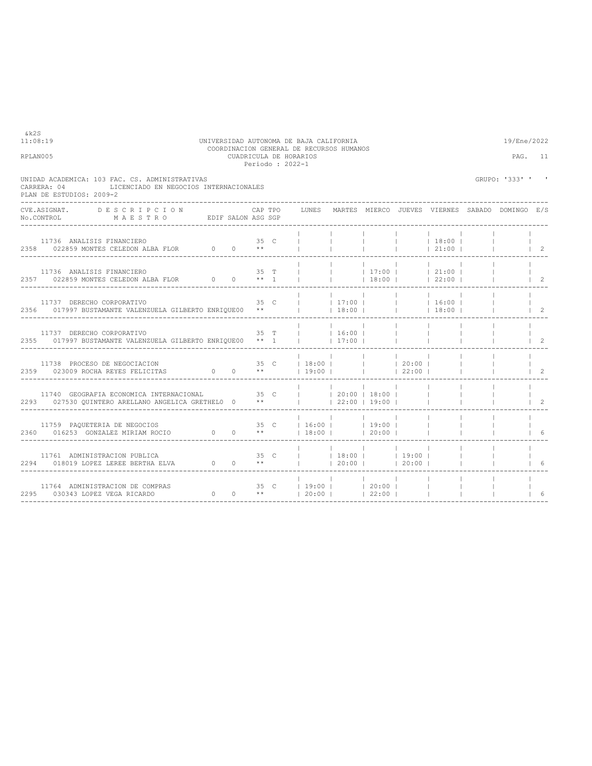&k2S
11:08:19 UNIVERSIDAD AUTONOMA DE BAJA CALIFORNIA 19/Ene/2022
COORDINACION GENERAL DE RECURSOS HUMANOS
RPLAN005 CUADRICULA DE HORARIOS PAG. 11
Periodo : 2022-1

UNIDAD ACADEMICA: 103 FAC. CS. ADMINISTRATIVAS GRUPO: '333' ' '
CARRERA: 04 LICENCIADO EN NEGOCIOS INTERNACIONALES
PLAN DE ESTUDIOS: 2009-2

| CVE.ASIGNAT. / No.CONTROL | DESCRIPCION / MAESTRO | EDIF | SALON | CAP ASG | TPO SGP | LUNES | MARTES | MIERCO | JUEVES | VIERNES | SABADO | DOMINGO | E/S |
|---|---|---|---|---|---|---|---|---|---|---|---|---|---|
| 11736 / 2358 | ANALISIS FINANCIERO / 022859 MONTES CELEDON ALBA FLOR | 0 | 0 | 35 ** | C | | | | | 18:00 21:00 | | | 2 |
| 11736 / 2357 | ANALISIS FINANCIERO / 022859 MONTES CELEDON ALBA FLOR | 0 | 0 | 35 ** | T 1 | | | 17:00 18:00 | | 21:00 22:00 | | | 2 |
| 11737 / 2356 | DERECHO CORPORATIVO / 017997 BUSTAMANTE VALENZUELA GILBERTO ENRIQUE | 0 | 0 | 35 ** | C | | 17:00 18:00 | | | 16:00 18:00 | | | 2 |
| 11737 / 2355 | DERECHO CORPORATIVO / 017997 BUSTAMANTE VALENZUELA GILBERTO ENRIQUE | 0 | 0 | 35 ** | T 1 | | 16:00 17:00 | | | | | | 2 |
| 11738 / 2359 | PROCESO DE NEGOCIACION / 023009 ROCHA REYES FELICITAS | 0 | 0 | 35 ** | C | 18:00 19:00 | | | 20:00 22:00 | | | | 2 |
| 11740 / 2293 | GEOGRAFIA ECONOMICA INTERNACIONAL / 027530 QUINTERO ARELLANO ANGELICA GRETHEL | 0 | | 35 ** | C | | 20:00 22:00 | 18:00 19:00 | | | | | 2 |
| 11759 / 2360 | PAQUETERIA DE NEGOCIOS / 016253 GONZALEZ MIRIAM ROCIO | 0 | 0 | 35 ** | C | 16:00 18:00 | | 19:00 20:00 | | | | | 6 |
| 11761 / 2294 | ADMINISTRACION PUBLICA / 018019 LOPEZ LEREE BERTHA ELVA | 0 | 0 | 35 ** | C | | 18:00 20:00 | | 19:00 20:00 | | | | 6 |
| 11764 / 2295 | ADMINISTRACION DE COMPRAS / 030343 LOPEZ VEGA RICARDO | 0 | 0 | 35 ** | C | 19:00 20:00 | | 20:00 22:00 | | | | | 6 |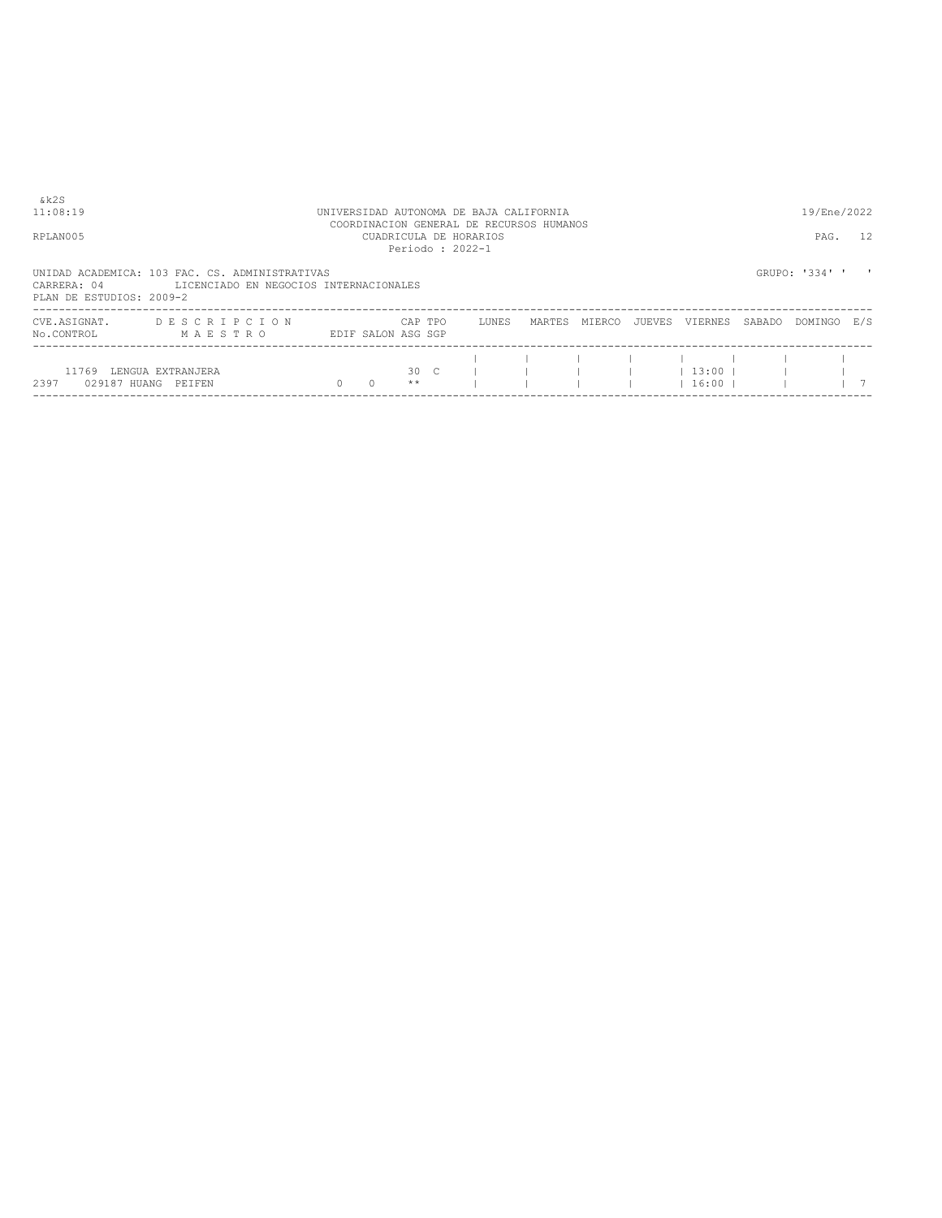&k2S
11:08:19 UNIVERSIDAD AUTONOMA DE BAJA CALIFORNIA 19/Ene/2022
COORDINACION GENERAL DE RECURSOS HUMANOS
RPLAN005 CUADRICULA DE HORARIOS PAG. 12
Periodo : 2022-1

UNIDAD ACADEMICA: 103 FAC. CS. ADMINISTRATIVAS GRUPO: '334' ' '
CARRERA: 04 LICENCIADO EN NEGOCIOS INTERNACIONALES
PLAN DE ESTUDIOS: 2009-2

| CVE.ASIGNAT. No.CONTROL | D E S C R I P C I O N M A E S T R O | EDIF | SALON | CAP ASG | TPO SGP | LUNES | MARTES | MIERCO | JUEVES | VIERNES | SABADO | DOMINGO | E/S |
|---|---|---|---|---|---|---|---|---|---|---|---|---|---|
| 11769 | LENGUA EXTRANJERA | | | 30 | C | | | | | 13:00 | | | |
| 2397 | 029187 HUANG PEIFEN | 0 | 0 | ** | | | | | | 16:00 | | | 7 |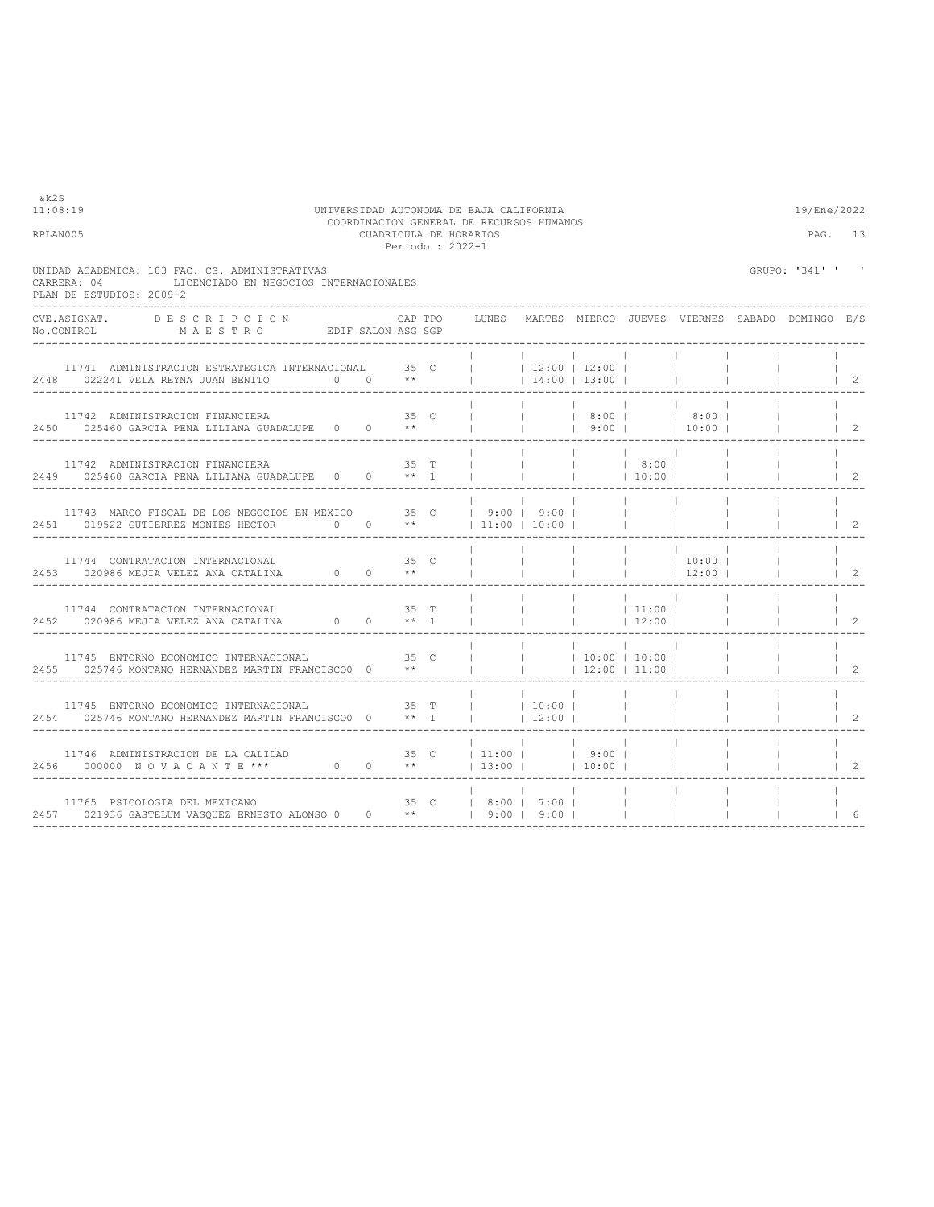UNIVERSIDAD AUTONOMA DE BAJA CALIFORNIA
COORDINACION GENERAL DE RECURSOS HUMANOS
CUADRICULA DE HORARIOS
Periodo : 2022-1

&k2S
11:08:19
RPLAN005

19/Ene/2022

UNIDAD ACADEMICA: 103 FAC. CS. ADMINISTRATIVAS
CARRERA: 04 LICENCIADO EN NEGOCIOS INTERNACIONALES
PLAN DE ESTUDIOS: 2009-2

GRUPO: '341' ' '

| CVE.ASIGNAT. / No.CONTROL | DESCRIPCION / MAESTRO | EDIF | SALON | CAP | TPO | ASG SGP | LUNES | MARTES | MIERCO | JUEVES | VIERNES | SABADO | DOMINGO | E/S |
|---|---|---|---|---|---|---|---|---|---|---|---|---|---|---|
| 11741 / 2448 | ADMINISTRACION ESTRATEGICA INTERNACIONAL / 022241 VELA REYNA JUAN BENITO | 0 | 0 | 35 | C | ** | | 12:00 / 14:00 | 12:00 / 13:00 | | | | | 2 |
| 11742 / 2450 | ADMINISTRACION FINANCIERA / 025460 GARCIA PENA LILIANA GUADALUPE | 0 | 0 | 35 | C | ** | | | 8:00 / 9:00 | | 8:00 / 10:00 | | | 2 |
| 11742 / 2449 | ADMINISTRACION FINANCIERA / 025460 GARCIA PENA LILIANA GUADALUPE | 0 | 0 | 35 | T | ** 1 | | | | 8:00 / 10:00 | | | | 2 |
| 11743 / 2451 | MARCO FISCAL DE LOS NEGOCIOS EN MEXICO / 019522 GUTIERREZ MONTES HECTOR | 0 | 0 | 35 | C | ** | 9:00 / 11:00 | 9:00 / 10:00 | | | | | | 2 |
| 11744 / 2453 | CONTRATACION INTERNACIONAL / 020986 MEJIA VELEZ ANA CATALINA | 0 | 0 | 35 | C | ** | | | | | 10:00 / 12:00 | | | 2 |
| 11744 / 2452 | CONTRATACION INTERNACIONAL / 020986 MEJIA VELEZ ANA CATALINA | 0 | 0 | 35 | T | ** 1 | | | | 11:00 / 12:00 | | | | 2 |
| 11745 / 2455 | ENTORNO ECONOMICO INTERNACIONAL / 025746 MONTANO HERNANDEZ MARTIN FRANCISCO | 0 | 0 | 35 | C | ** | | | 10:00 / 12:00 | 10:00 / 11:00 | | | | 2 |
| 11745 / 2454 | ENTORNO ECONOMICO INTERNACIONAL / 025746 MONTANO HERNANDEZ MARTIN FRANCISCO | 0 | 0 | 35 | T | ** 1 | | 10:00 / 12:00 | | | | | | 2 |
| 11746 / 2456 | ADMINISTRACION DE LA CALIDAD / 000000 N O V A C A N T E *** | 0 | 0 | 35 | C | ** | 11:00 / 13:00 | | 9:00 / 10:00 | | | | | 2 |
| 11765 / 2457 | PSICOLOGIA DEL MEXICANO / 021936 GASTELUM VASQUEZ ERNESTO ALONSO | 0 | 0 | 35 | C | ** | 8:00 / 9:00 | 7:00 / 9:00 | | | | | | 6 |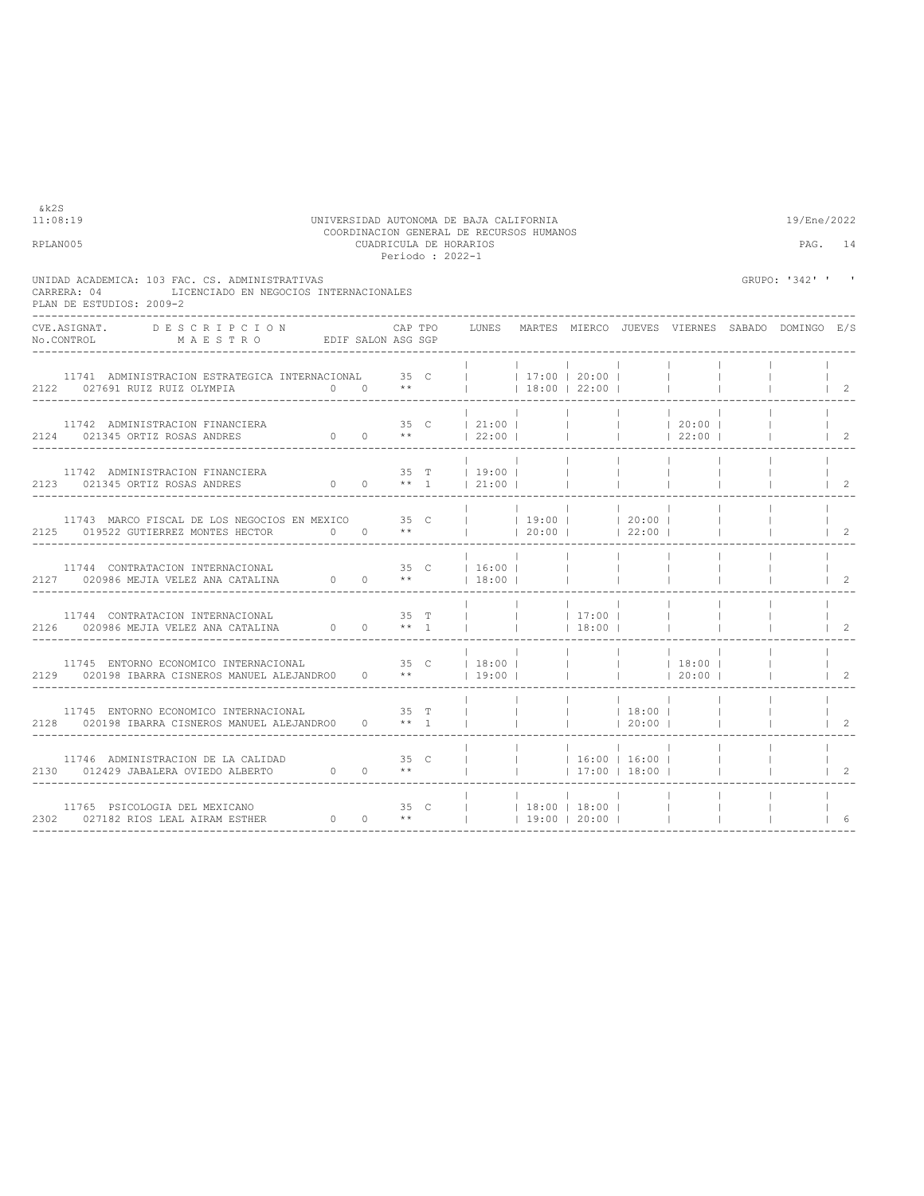&k2S
11:08:19

UNIVERSIDAD AUTONOMA DE BAJA CALIFORNIA
COORDINACION GENERAL DE RECURSOS HUMANOS
CUADRICULA DE HORARIOS
Periodo : 2022-1

19/Ene/2022

RPLAN005

UNIDAD ACADEMICA: 103 FAC. CS. ADMINISTRATIVAS
CARRERA: 04 LICENCIADO EN NEGOCIOS INTERNACIONALES
PLAN DE ESTUDIOS: 2009-2

GRUPO: '342' ' '

| CVE.ASIGNAT. / No.CONTROL | DESCRIPCION / MAESTRO | EDIF | SALON | CAP | TPO | ASG SGP | LUNES | MARTES | MIERCO | JUEVES | VIERNES | SABADO | DOMINGO | E/S |
|---|---|---|---|---|---|---|---|---|---|---|---|---|---|---|
| 11741 / 2122 | ADMINISTRACION ESTRATEGICA INTERNACIONAL / 027691 RUIZ RUIZ OLYMPIA | 0 | 0 | 35 | C | ** | | 17:00 - 18:00 | 20:00 - 22:00 | | | | | 2 |
| 11742 / 2124 | ADMINISTRACION FINANCIERA / 021345 ORTIZ ROSAS ANDRES | 0 | 0 | 35 | C | ** | 21:00 - 22:00 | | | | 20:00 - 22:00 | | | 2 |
| 11742 / 2123 | ADMINISTRACION FINANCIERA / 021345 ORTIZ ROSAS ANDRES | 0 | 0 | 35 | T | ** 1 | 19:00 - 21:00 | | | | | | | 2 |
| 11743 / 2125 | MARCO FISCAL DE LOS NEGOCIOS EN MEXICO / 019522 GUTIERREZ MONTES HECTOR | 0 | 0 | 35 | C | ** | | 19:00 - 20:00 | | 20:00 - 22:00 | | | | 2 |
| 11744 / 2127 | CONTRATACION INTERNACIONAL / 020986 MEJIA VELEZ ANA CATALINA | 0 | 0 | 35 | C | ** | 16:00 - 18:00 | | | | | | | 2 |
| 11744 / 2126 | CONTRATACION INTERNACIONAL / 020986 MEJIA VELEZ ANA CATALINA | 0 | 0 | 35 | T | ** 1 | | | 17:00 - 18:00 | | | | | 2 |
| 11745 / 2129 | ENTORNO ECONOMICO INTERNACIONAL / 020198 IBARRA CISNEROS MANUEL ALEJANDRO | 0 | | 35 | C | ** | 18:00 - 19:00 | | | | 18:00 - 20:00 | | | 2 |
| 11745 / 2128 | ENTORNO ECONOMICO INTERNACIONAL / 020198 IBARRA CISNEROS MANUEL ALEJANDRO | 0 | | 35 | T | ** 1 | | | | 18:00 - 20:00 | | | | 2 |
| 11746 / 2130 | ADMINISTRACION DE LA CALIDAD / 012429 JABALERA OVIEDO ALBERTO | 0 | 0 | 35 | C | ** | | | 16:00 - 17:00 | 16:00 - 18:00 | | | | 2 |
| 11765 / 2302 | PSICOLOGIA DEL MEXICANO / 027182 RIOS LEAL AIRAM ESTHER | 0 | 0 | 35 | C | ** | | 18:00 - 19:00 | 18:00 - 20:00 | | | | | 6 |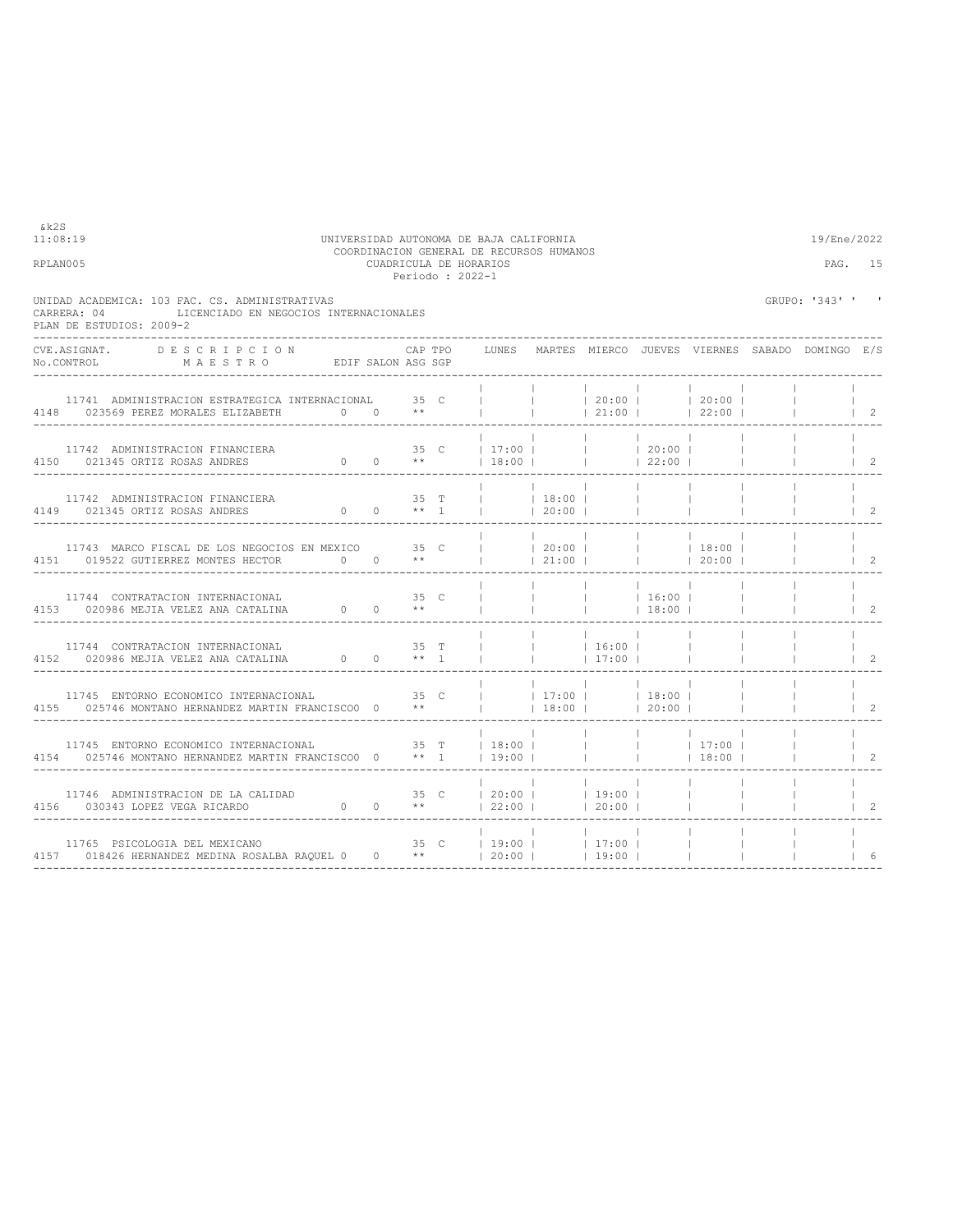&k2S
11:08:19

UNIVERSIDAD AUTONOMA DE BAJA CALIFORNIA
COORDINACION GENERAL DE RECURSOS HUMANOS
CUADRICULA DE HORARIOS
Periodo : 2022-1

19/Ene/2022

RPLAN005

UNIDAD ACADEMICA: 103 FAC. CS. ADMINISTRATIVAS
CARRERA: 04 LICENCIADO EN NEGOCIOS INTERNACIONALES
PLAN DE ESTUDIOS: 2009-2

GRUPO: '343' ' '

| CVE.ASIGNAT. No.CONTROL | DESCRIPCION MAESTRO | EDIF | SALON | CAP ASG | TPO SGP | LUNES | MARTES | MIERCO | JUEVES | VIERNES | SABADO | DOMINGO | E/S |
|---|---|---|---|---|---|---|---|---|---|---|---|---|---|
| 11741 / 4148 | ADMINISTRACION ESTRATEGICA INTERNACIONAL / 023569 PEREZ MORALES ELIZABETH | 0 | 0 | 35 ** | C | | | 20:00 21:00 | | 20:00 22:00 | | | 2 |
| 11742 / 4150 | ADMINISTRACION FINANCIERA / 021345 ORTIZ ROSAS ANDRES | 0 | 0 | 35 ** | C | 17:00 18:00 | | | 20:00 22:00 | | | | 2 |
| 11742 / 4149 | ADMINISTRACION FINANCIERA / 021345 ORTIZ ROSAS ANDRES | 0 | 0 | 35 ** | T 1 | | 18:00 20:00 | | | | | | 2 |
| 11743 / 4151 | MARCO FISCAL DE LOS NEGOCIOS EN MEXICO / 019522 GUTIERREZ MONTES HECTOR | 0 | 0 | 35 ** | C | | 20:00 21:00 | | | 18:00 20:00 | | | 2 |
| 11744 / 4153 | CONTRATACION INTERNACIONAL / 020986 MEJIA VELEZ ANA CATALINA | 0 | 0 | 35 ** | C | | | | 16:00 18:00 | | | | 2 |
| 11744 / 4152 | CONTRATACION INTERNACIONAL / 020986 MEJIA VELEZ ANA CATALINA | 0 | 0 | 35 ** | T 1 | | | 16:00 17:00 | | | | | 2 |
| 11745 / 4155 | ENTORNO ECONOMICO INTERNACIONAL / 025746 MONTANO HERNANDEZ MARTIN FRANCISCO | 0 | 0 | 35 ** | C | | 17:00 18:00 | | 18:00 20:00 | | | | 2 |
| 11745 / 4154 | ENTORNO ECONOMICO INTERNACIONAL / 025746 MONTANO HERNANDEZ MARTIN FRANCISCO | 0 | 0 | 35 ** | T 1 | 18:00 19:00 | | | | 17:00 18:00 | | | 2 |
| 11746 / 4156 | ADMINISTRACION DE LA CALIDAD / 030343 LOPEZ VEGA RICARDO | 0 | 0 | 35 ** | C | 20:00 22:00 | | 19:00 20:00 | | | | | 2 |
| 11765 / 4157 | PSICOLOGIA DEL MEXICANO / 018426 HERNANDEZ MEDINA ROSALBA RAQUEL | 0 | 0 | 35 ** | C | 19:00 20:00 | | 17:00 19:00 | | | | | 6 |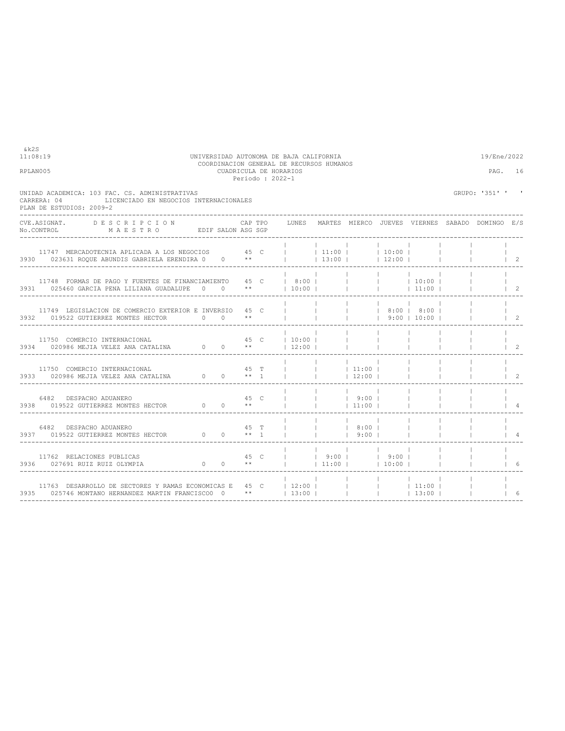UNIVERSIDAD AUTONOMA DE BAJA CALIFORNIA
COORDINACION GENERAL DE RECURSOS HUMANOS
CUADRICULA DE HORARIOS
Periodo : 2022-1

UNIDAD ACADEMICA: 103 FAC. CS. ADMINISTRATIVAS
CARRERA: 04 LICENCIADO EN NEGOCIOS INTERNACIONALES
PLAN DE ESTUDIOS: 2009-2

GRUPO: '351' ' '

| CVE.ASIGNAT. / No.CONTROL | DESCRIPCION / MAESTRO | EDIF | SALON | CAP | TPO / ASG SGP | LUNES | MARTES | MIERCO | JUEVES | VIERNES | SABADO | DOMINGO | E/S |
|---|---|---|---|---|---|---|---|---|---|---|---|---|---|
| 11747 / 3930 | MERCADOTECNIA APLICADA A LOS NEGOCIOS / 023631 ROQUE ABUNDIS GABRIELA ERENDIRA | 0 | 0 | 45 | C ** | | 11:00 - 13:00 | | 10:00 - 12:00 | | | | 2 |
| 11748 / 3931 | FORMAS DE PAGO Y FUENTES DE FINANCIAMIENTO / 025460 GARCIA PENA LILIANA GUADALUPE | 0 | 0 | 45 | C ** | 8:00 - 10:00 | | | | 10:00 - 11:00 | | | 2 |
| 11749 / 3932 | LEGISLACION DE COMERCIO EXTERIOR E INVERSIO / 019522 GUTIERREZ MONTES HECTOR | 0 | 0 | 45 | C ** | | | | 8:00 - 9:00 | 8:00 - 10:00 | | | 2 |
| 11750 / 3934 | COMERCIO INTERNACIONAL / 020986 MEJIA VELEZ ANA CATALINA | 0 | 0 | 45 | C ** | 10:00 - 12:00 | | | | | | | 2 |
| 11750 / 3933 | COMERCIO INTERNACIONAL / 020986 MEJIA VELEZ ANA CATALINA | 0 | 0 | 45 | T ** 1 | | | 11:00 - 12:00 | | | | | 2 |
| 6482 / 3938 | DESPACHO ADUANERO / 019522 GUTIERREZ MONTES HECTOR | 0 | 0 | 45 | C ** | | | 9:00 - 11:00 | | | | | 4 |
| 6482 / 3937 | DESPACHO ADUANERO / 019522 GUTIERREZ MONTES HECTOR | 0 | 0 | 45 | T ** 1 | | | 8:00 - 9:00 | | | | | 4 |
| 11762 / 3936 | RELACIONES PUBLICAS / 027691 RUIZ RUIZ OLYMPIA | 0 | 0 | 45 | C ** | | 9:00 - 11:00 | | 9:00 - 10:00 | | | | 6 |
| 11763 / 3935 | DESARROLLO DE SECTORES Y RAMAS ECONOMICAS E / 025746 MONTANO HERNANDEZ MARTIN FRANCISCO | 0 | | 45 | C ** | 12:00 - 13:00 | | | | 11:00 - 13:00 | | | 6 |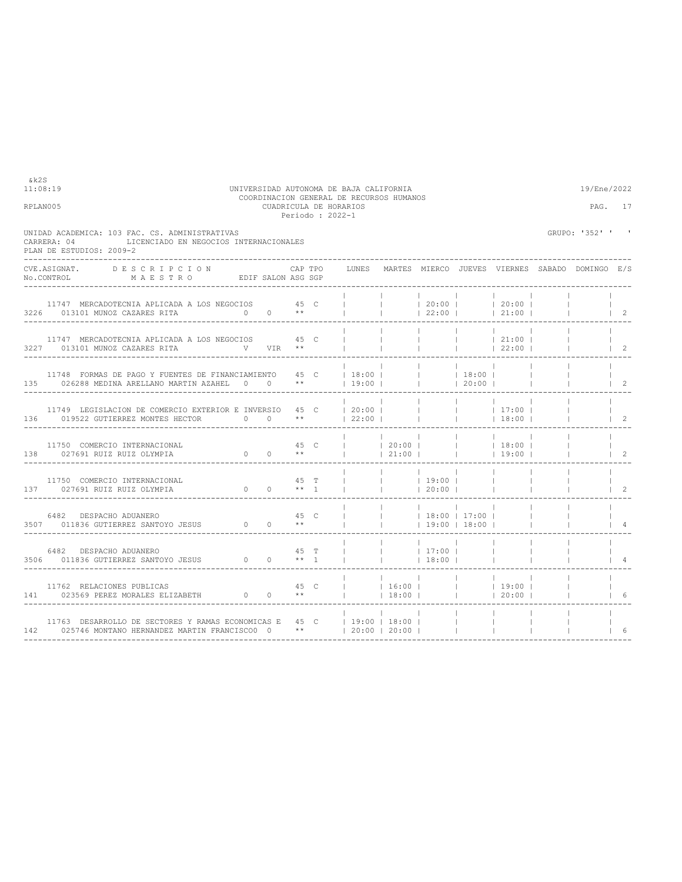UNIVERSIDAD AUTONOMA DE BAJA CALIFORNIA
COORDINACION GENERAL DE RECURSOS HUMANOS
CUADRICULA DE HORARIOS
Periodo : 2022-1

&k2S
11:08:19 — 19/Ene/2022
RPLAN005

UNIDAD ACADEMICA: 103 FAC. CS. ADMINISTRATIVAS — GRUPO: '352' ' '
CARRERA: 04 LICENCIADO EN NEGOCIOS INTERNACIONALES
PLAN DE ESTUDIOS: 2009-2

| CVE.ASIGNAT. / No.CONTROL | DESCRIPCION / MAESTRO | EDIF | SALON | CAP | TPO | ASG SGP | LUNES | MARTES | MIERCO | JUEVES | VIERNES | SABADO | DOMINGO | E/S |
|---|---|---|---|---|---|---|---|---|---|---|---|---|---|---|
| 11747 / 3226 | MERCADOTECNIA APLICADA A LOS NEGOCIOS / 013101 MUNOZ CAZARES RITA | 0 | 0 | 45 | C | ** | | | 20:00 - 22:00 | | 20:00 - 21:00 | | | 2 |
| 11747 / 3227 | MERCADOTECNIA APLICADA A LOS NEGOCIOS / 013101 MUNOZ CAZARES RITA | V | VIR | 45 | C | ** | | | | | 21:00 - 22:00 | | | 2 |
| 11748 / 135 | FORMAS DE PAGO Y FUENTES DE FINANCIAMIENTO / 026288 MEDINA ARELLANO MARTIN AZAHEL | 0 | 0 | 45 | C | ** | 18:00 - 19:00 | | | 18:00 - 20:00 | | | | 2 |
| 11749 / 136 | LEGISLACION DE COMERCIO EXTERIOR E INVERSIO / 019522 GUTIERREZ MONTES HECTOR | 0 | 0 | 45 | C | ** | 20:00 - 22:00 | | | | 17:00 - 18:00 | | | 2 |
| 11750 / 138 | COMERCIO INTERNACIONAL / 027691 RUIZ RUIZ OLYMPIA | 0 | 0 | 45 | C | ** | | 20:00 - 21:00 | | | 18:00 - 19:00 | | | 2 |
| 11750 / 137 | COMERCIO INTERNACIONAL / 027691 RUIZ RUIZ OLYMPIA | 0 | 0 | 45 | T | ** 1 | | | 19:00 - 20:00 | | | | | 2 |
| 6482 / 3507 | DESPACHO ADUANERO / 011836 GUTIERREZ SANTOYO JESUS | 0 | 0 | 45 | C | ** | | | 18:00 - 19:00 | 17:00 - 18:00 | | | | 4 |
| 6482 / 3506 | DESPACHO ADUANERO / 011836 GUTIERREZ SANTOYO JESUS | 0 | 0 | 45 | T | ** 1 | | | 17:00 - 18:00 | | | | | 4 |
| 11762 / 141 | RELACIONES PUBLICAS / 023569 PEREZ MORALES ELIZABETH | 0 | 0 | 45 | C | ** | | 16:00 - 18:00 | | | 19:00 - 20:00 | | | 6 |
| 11763 / 142 | DESARROLLO DE SECTORES Y RAMAS ECONOMICAS E / 025746 MONTANO HERNANDEZ MARTIN FRANCISCO | 0 | | 45 | C | ** | 19:00 - 20:00 | 18:00 - 20:00 | | | | | | 6 |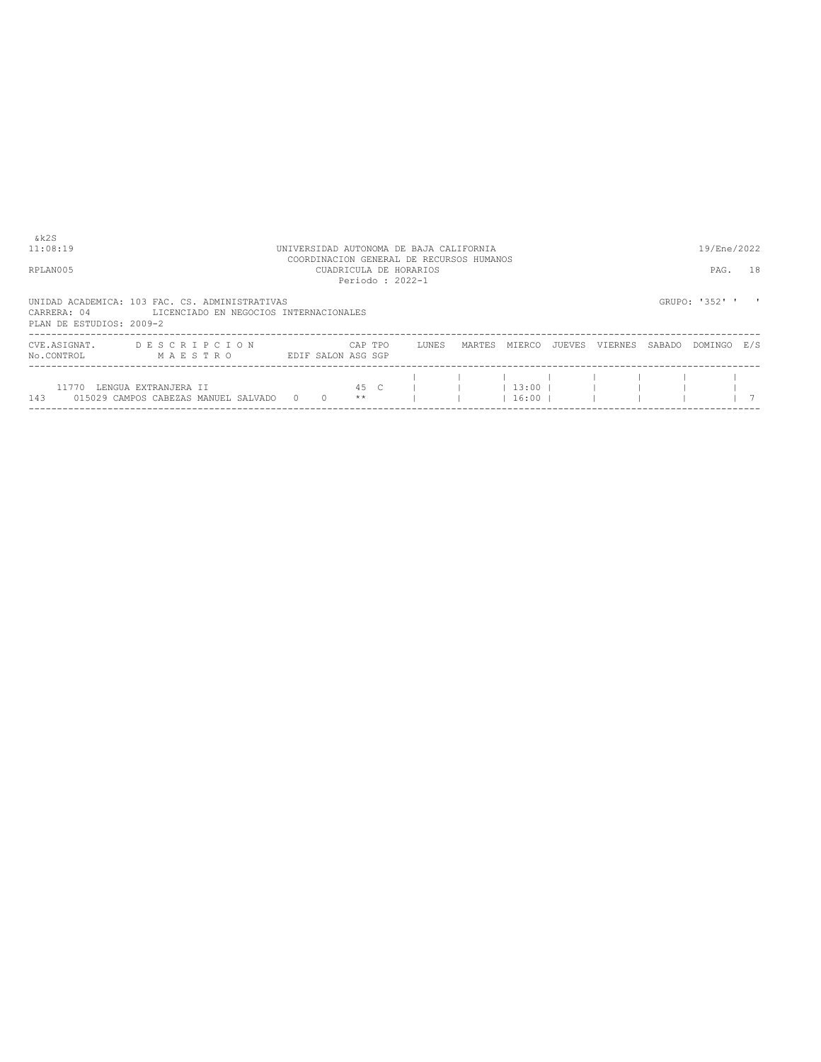&k2S
11:08:19 UNIVERSIDAD AUTONOMA DE BAJA CALIFORNIA 19/Ene/2022
COORDINACION GENERAL DE RECURSOS HUMANOS
RPLAN005 CUADRICULA DE HORARIOS PAG. 18
Periodo : 2022-1

UNIDAD ACADEMICA: 103 FAC. CS. ADMINISTRATIVAS GRUPO: '352' ' '
CARRERA: 04 LICENCIADO EN NEGOCIOS INTERNACIONALES
PLAN DE ESTUDIOS: 2009-2

| CVE.ASIGNAT. / No.CONTROL | DESCRIPCION / MAESTRO | EDIF | SALON | CAP ASG | TPO SGP | LUNES | MARTES | MIERCO | JUEVES | VIERNES | SABADO | DOMINGO | E/S |
|---|---|---|---|---|---|---|---|---|---|---|---|---|---|
| 11770 | LENGUA EXTRANJERA II | | | 45 | C | | | 13:00 | | | | | |
| 143 | 015029 CAMPOS CABEZAS MANUEL SALVADO | 0 | 0 | ** | | | | 16:00 | | | | | 7 |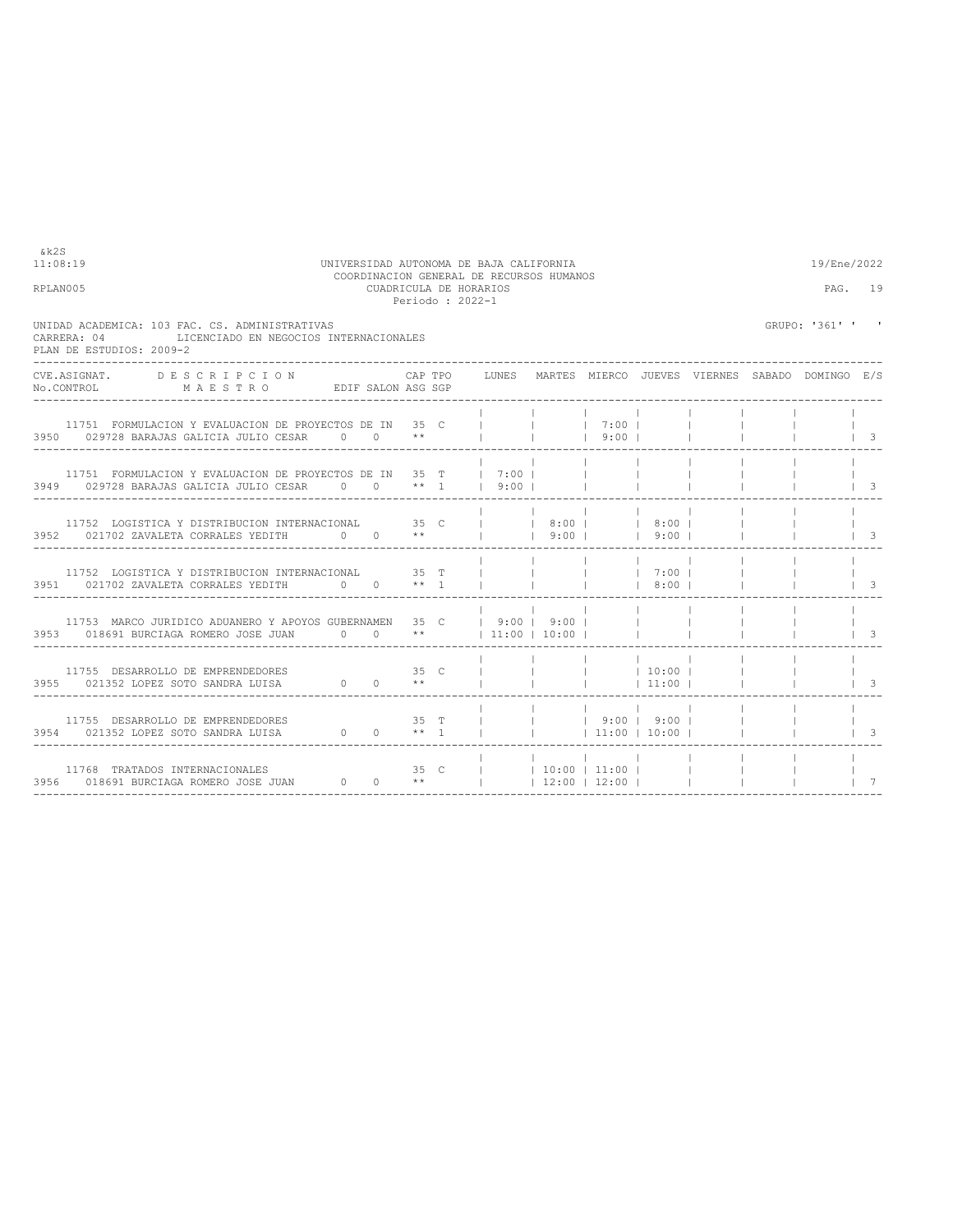&k2S
11:08:19 UNIVERSIDAD AUTONOMA DE BAJA CALIFORNIA 19/Ene/2022
COORDINACION GENERAL DE RECURSOS HUMANOS
RPLAN005 CUADRICULA DE HORARIOS PAG. 19
Periodo : 2022-1

UNIDAD ACADEMICA: 103 FAC. CS. ADMINISTRATIVAS GRUPO: '361' ' '
CARRERA: 04 LICENCIADO EN NEGOCIOS INTERNACIONALES
PLAN DE ESTUDIOS: 2009-2

| CVE.ASIGNAT. No.CONTROL | DESCRIPCION MAESTRO | EDIF | SALON | CAP ASG | TPO SGP | LUNES | MARTES | MIERCO | JUEVES | VIERNES | SABADO | DOMINGO | E/S |
|---|---|---|---|---|---|---|---|---|---|---|---|---|---|
| 11751 3950 | FORMULACION Y EVALUACION DE PROYECTOS DE IN 029728 BARAJAS GALICIA JULIO CESAR | 0 | 0 | 35 ** | C | | | 7:00 9:00 | | | | | 3 |
| 11751 3949 | FORMULACION Y EVALUACION DE PROYECTOS DE IN 029728 BARAJAS GALICIA JULIO CESAR | 0 | 0 | 35 ** | T 1 | 7:00 9:00 | | | | | | | 3 |
| 11752 3952 | LOGISTICA Y DISTRIBUCION INTERNACIONAL 021702 ZAVALETA CORRALES YEDITH | 0 | 0 | 35 ** | C | | 8:00 9:00 | | 8:00 9:00 | | | | 3 |
| 11752 3951 | LOGISTICA Y DISTRIBUCION INTERNACIONAL 021702 ZAVALETA CORRALES YEDITH | 0 | 0 | 35 ** | T 1 | | | | 7:00 8:00 | | | | 3 |
| 11753 3953 | MARCO JURIDICO ADUANERO Y APOYOS GUBERNAMEN 018691 BURCIAGA ROMERO JOSE JUAN | 0 | 0 | 35 ** | C | 9:00 11:00 | 9:00 10:00 | | | | | | 3 |
| 11755 3955 | DESARROLLO DE EMPRENDEDORES 021352 LOPEZ SOTO SANDRA LUISA | 0 | 0 | 35 ** | C | | | | 10:00 11:00 | | | | 3 |
| 11755 3954 | DESARROLLO DE EMPRENDEDORES 021352 LOPEZ SOTO SANDRA LUISA | 0 | 0 | 35 ** | T 1 | | | 9:00 11:00 | 9:00 10:00 | | | | 3 |
| 11768 3956 | TRATADOS INTERNACIONALES 018691 BURCIAGA ROMERO JOSE JUAN | 0 | 0 | 35 ** | C | | 10:00 12:00 | 11:00 12:00 | | | | | 7 |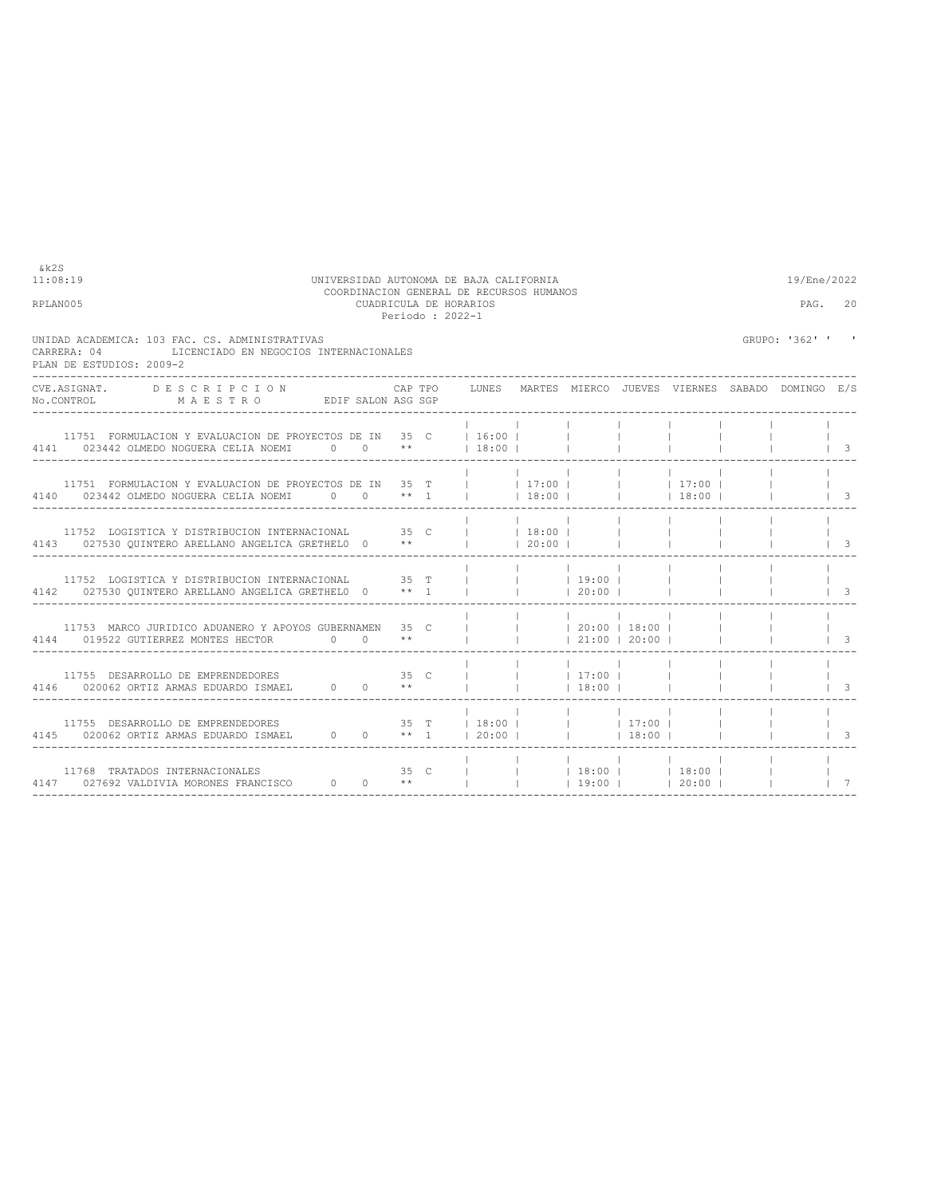UNIVERSIDAD AUTONOMA DE BAJA CALIFORNIA
COORDINACION GENERAL DE RECURSOS HUMANOS
CUADRICULA DE HORARIOS
Periodo : 2022-1

RPLAN005

UNIDAD ACADEMICA: 103 FAC. CS. ADMINISTRATIVAS
CARRERA: 04 LICENCIADO EN NEGOCIOS INTERNACIONALES
PLAN DE ESTUDIOS: 2009-2

GRUPO: '362' ' '

| CVE.ASIGNAT. / No.CONTROL | DESCRIPCION / MAESTRO | EDIF | SALON | CAP | TPO | ASG | SGP | LUNES | MARTES | MIERCO | JUEVES | VIERNES | SABADO | DOMINGO | E/S |
|---|---|---|---|---|---|---|---|---|---|---|---|---|---|---|---|
| 11751 / 4141 | FORMULACION Y EVALUACION DE PROYECTOS DE IN / 023442 OLMEDO NOGUERA CELIA NOEMI | 0 | 0 | 35 | C | ** | | 16:00 18:00 | | | | | | | 3 |
| 11751 / 4140 | FORMULACION Y EVALUACION DE PROYECTOS DE IN / 023442 OLMEDO NOGUERA CELIA NOEMI | 0 | 0 | 35 | T | ** | 1 | | 17:00 18:00 | | | 17:00 18:00 | | | 3 |
| 11752 / 4143 | LOGISTICA Y DISTRIBUCION INTERNACIONAL / 027530 QUINTERO ARELLANO ANGELICA GRETHEL | 0 | 0 | 35 | C | ** | | | 18:00 20:00 | | | | | | 3 |
| 11752 / 4142 | LOGISTICA Y DISTRIBUCION INTERNACIONAL / 027530 QUINTERO ARELLANO ANGELICA GRETHEL | 0 | 0 | 35 | T | ** | 1 | | | 19:00 20:00 | | | | | 3 |
| 11753 / 4144 | MARCO JURIDICO ADUANERO Y APOYOS GUBERNAMEN / 019522 GUTIERREZ MONTES HECTOR | 0 | 0 | 35 | C | ** | | | | 20:00 21:00 | 18:00 20:00 | | | | 3 |
| 11755 / 4146 | DESARROLLO DE EMPRENDEDORES / 020062 ORTIZ ARMAS EDUARDO ISMAEL | 0 | 0 | 35 | C | ** | | | | 17:00 18:00 | | | | | 3 |
| 11755 / 4145 | DESARROLLO DE EMPRENDEDORES / 020062 ORTIZ ARMAS EDUARDO ISMAEL | 0 | 0 | 35 | T | ** | 1 | 18:00 20:00 | | | 17:00 18:00 | | | | 3 |
| 11768 / 4147 | TRATADOS INTERNACIONALES / 027692 VALDIVIA MORONES FRANCISCO | 0 | 0 | 35 | C | ** | | | | 18:00 19:00 | | 18:00 20:00 | | | 7 |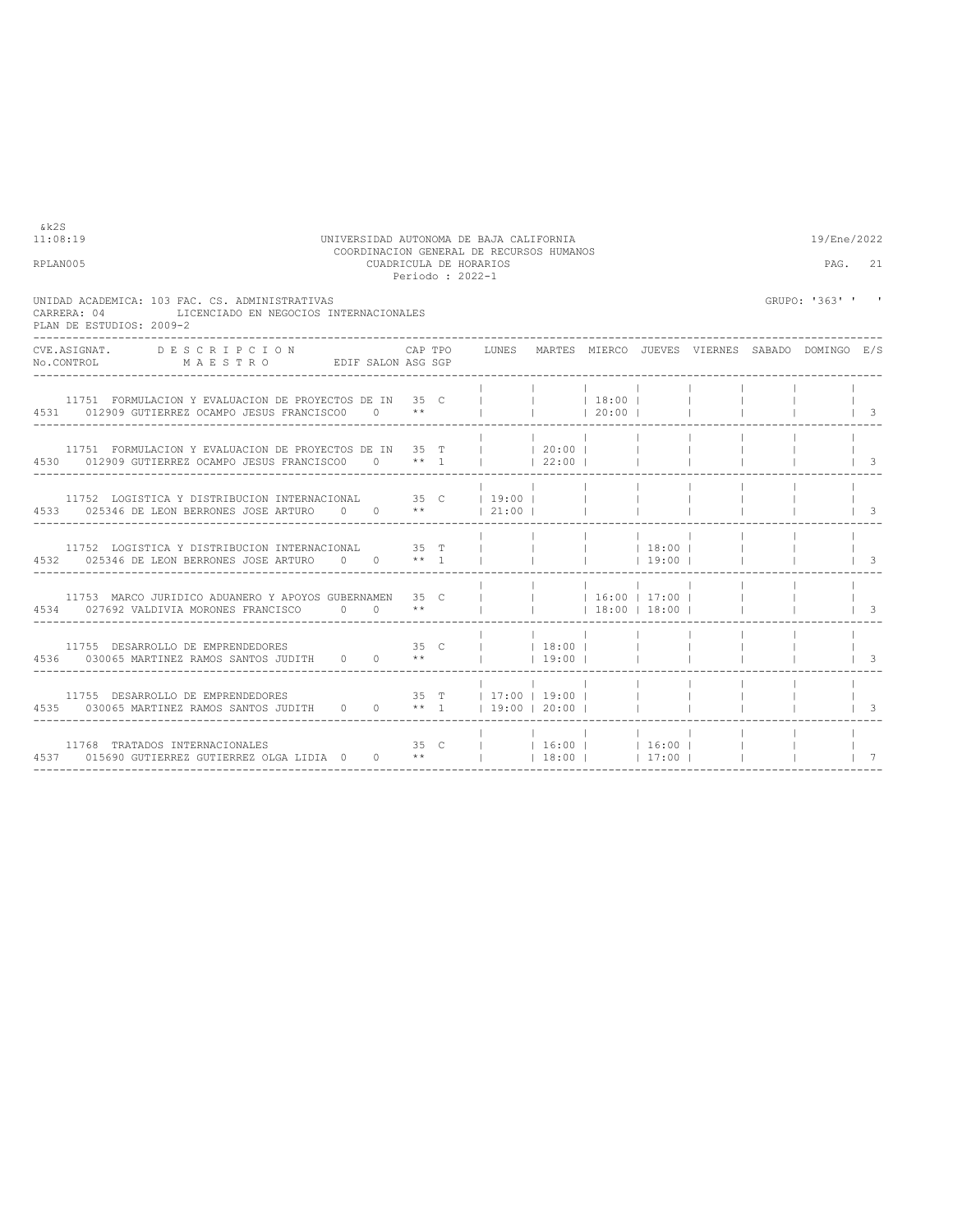&k2S

11:08:19 UNIVERSIDAD AUTONOMA DE BAJA CALIFORNIA 19/Ene/2022

COORDINACION GENERAL DE RECURSOS HUMANOS

RPLAN005 CUADRICULA DE HORARIOS PAG. 21

Periodo : 2022-1

UNIDAD ACADEMICA: 103 FAC. CS. ADMINISTRATIVAS GRUPO: '363' ' '

CARRERA: 04 LICENCIADO EN NEGOCIOS INTERNACIONALES

PLAN DE ESTUDIOS: 2009-2

| CVE.ASIGNAT. / No.CONTROL | DESCRIPCION / MAESTRO | EDIF | SALON | CAP | TPO / ASG SGP | LUNES | MARTES | MIERCO | JUEVES | VIERNES | SABADO | DOMINGO | E/S |
|---|---|---|---|---|---|---|---|---|---|---|---|---|---|
| 11751 / 4531 | FORMULACION Y EVALUACION DE PROYECTOS DE IN / 012909 GUTIERREZ OCAMPO JESUS FRANCISCO | 0 | | 35 | C / ** | | | 18:00 20:00 | | | | | 3 |
| 11751 / 4530 | FORMULACION Y EVALUACION DE PROYECTOS DE IN / 012909 GUTIERREZ OCAMPO JESUS FRANCISCO | 0 | | 35 | T / ** 1 | | 20:00 22:00 | | | | | | 3 |
| 11752 / 4533 | LOGISTICA Y DISTRIBUCION INTERNACIONAL / 025346 DE LEON BERRONES JOSE ARTURO | 0 | 0 | 35 | C / ** | 19:00 21:00 | | | | | | | 3 |
| 11752 / 4532 | LOGISTICA Y DISTRIBUCION INTERNACIONAL / 025346 DE LEON BERRONES JOSE ARTURO | 0 | 0 | 35 | T / ** 1 | | | | 18:00 19:00 | | | | 3 |
| 11753 / 4534 | MARCO JURIDICO ADUANERO Y APOYOS GUBERNAMEN / 027692 VALDIVIA MORONES FRANCISCO | 0 | 0 | 35 | C / ** | | | 16:00 18:00 | 17:00 18:00 | | | | 3 |
| 11755 / 4536 | DESARROLLO DE EMPRENDEDORES / 030065 MARTINEZ RAMOS SANTOS JUDITH | 0 | 0 | 35 | C / ** | | 18:00 19:00 | | | | | | 3 |
| 11755 / 4535 | DESARROLLO DE EMPRENDEDORES / 030065 MARTINEZ RAMOS SANTOS JUDITH | 0 | 0 | 35 | T / ** 1 | 17:00 19:00 | 19:00 20:00 | | | | | | 3 |
| 11768 / 4537 | TRATADOS INTERNACIONALES / 015690 GUTIERREZ GUTIERREZ OLGA LIDIA | 0 | 0 | 35 | C / ** | | 16:00 18:00 | | 16:00 17:00 | | | | 7 |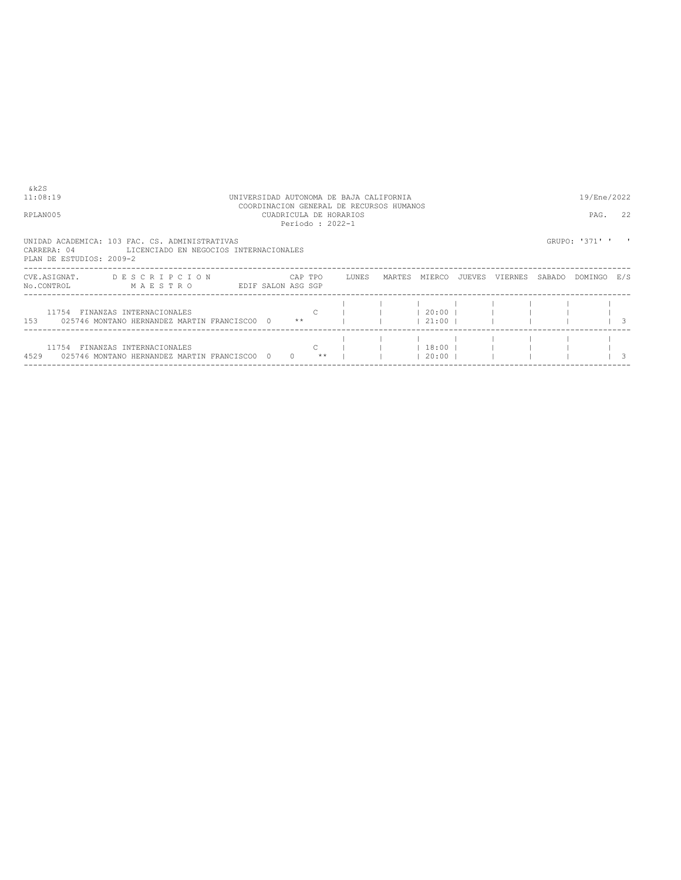&k2S

11:08:19 UNIVERSIDAD AUTONOMA DE BAJA CALIFORNIA 19/Ene/2022

COORDINACION GENERAL DE RECURSOS HUMANOS

RPLAN005 CUADRICULA DE HORARIOS PAG. 22

Periodo : 2022-1

UNIDAD ACADEMICA: 103 FAC. CS. ADMINISTRATIVAS GRUPO: '371' ' '

CARRERA: 04 LICENCIADO EN NEGOCIOS INTERNACIONALES

PLAN DE ESTUDIOS: 2009-2

| CVE.ASIGNAT. / No.CONTROL | DESCRIPCION / MAESTRO | EDIF | SALON | CAP / ASG | TPO / SGP | LUNES | MARTES | MIERCO | JUEVES | VIERNES | SABADO | DOMINGO | E/S |
|---|---|---|---|---|---|---|---|---|---|---|---|---|---|
| 11754 / 153 | FINANZAS INTERNACIONALES / 025746 MONTANO HERNANDEZ MARTIN FRANCISCO | 0 | 0 | ** | C | | | 20:00 / 21:00 | | | | | 3 |
| 11754 / 4529 | FINANZAS INTERNACIONALES / 025746 MONTANO HERNANDEZ MARTIN FRANCISCO | 0 | 0 | 0 | C / ** | | | 18:00 / 20:00 | | | | | 3 |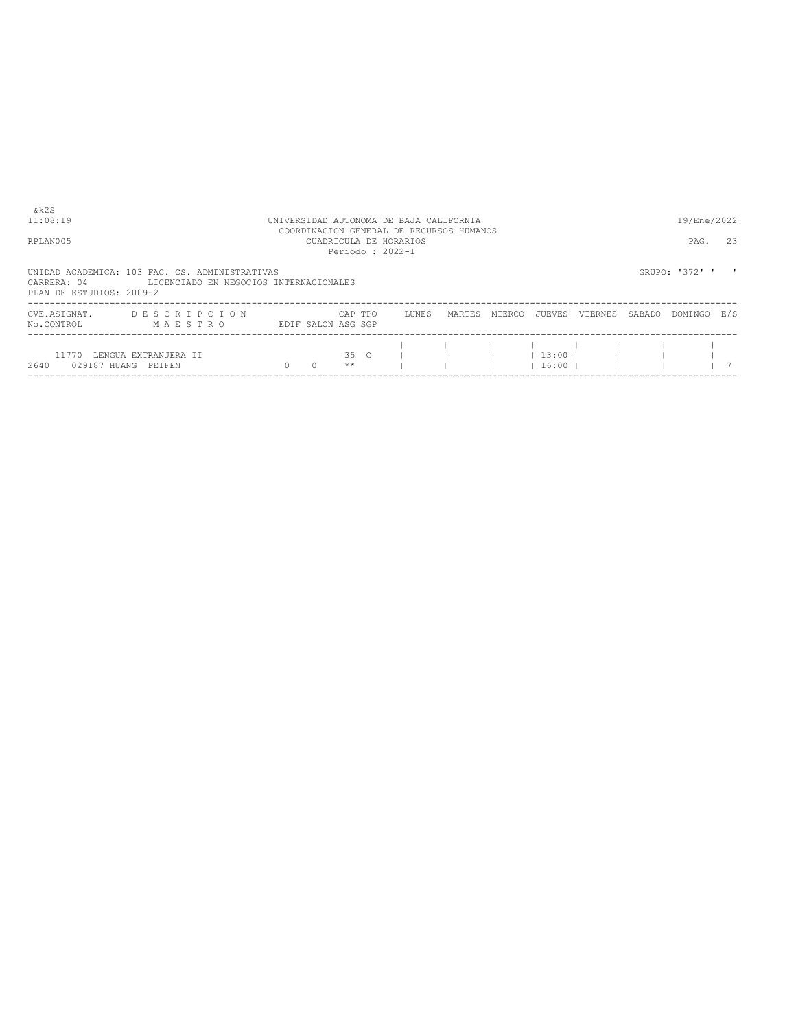&k2S

11:08:19 UNIVERSIDAD AUTONOMA DE BAJA CALIFORNIA 19/Ene/2022

COORDINACION GENERAL DE RECURSOS HUMANOS

RPLAN005 CUADRICULA DE HORARIOS

Periodo : 2022-1

UNIDAD ACADEMICA: 103 FAC. CS. ADMINISTRATIVAS GRUPO: '372' ' '

CARRERA: 04 LICENCIADO EN NEGOCIOS INTERNACIONALES

PLAN DE ESTUDIOS: 2009-2

| CVE.ASIGNAT. No.CONTROL | D E S C R I P C I O N M A E S T R O | EDIF | SALON | CAP ASG | TPO SGP | LUNES | MARTES | MIERCO | JUEVES | VIERNES | SABADO | DOMINGO | E/S |
|---|---|---|---|---|---|---|---|---|---|---|---|---|---|
| 11770 2640 | LENGUA EXTRANJERA II 029187 HUANG PEIFEN | 0 | 0 | 35 ** | C | | | | 13:00 16:00 | | | | 7 |